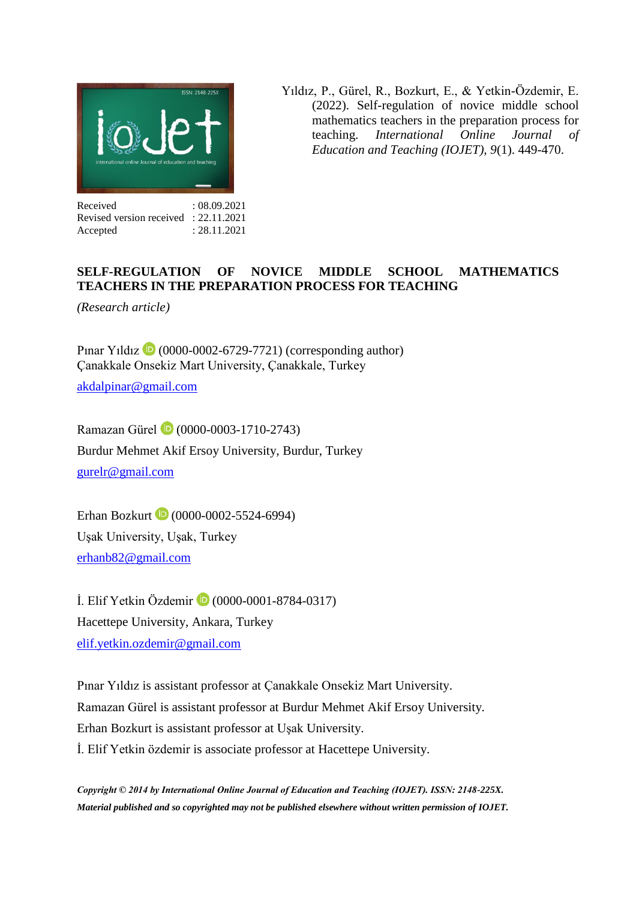Yıldız, P., Gürel, R., Bozkurt, E., & Yetkin-Özdemir, E. (2022). Self-regulation of novice middle school mathematics teachers in the preparation process for teaching. *International Online Journal of Education and Teaching (IOJET), 9*(1). 449-470.

Received : 08.09.2021
Revised version received : 22.11.2021
Accepted : 28.11.2021

# SELF-REGULATION OF NOVICE MIDDLE SCHOOL MATHEMATICS TEACHERS IN THE PREPARATION PROCESS FOR TEACHING

*(Research article)*

Pınar Yıldız (0000-0002-6729-7721) (corresponding author)
Çanakkale Onsekiz Mart University, Çanakkale, Turkey
akdalpinar@gmail.com

Ramazan Gürel (0000-0003-1710-2743)
Burdur Mehmet Akif Ersoy University, Burdur, Turkey
gurelr@gmail.com

Erhan Bozkurt (0000-0002-5524-6994)
Uşak University, Uşak, Turkey
erhanb82@gmail.com

İ. Elif Yetkin Özdemir (0000-0001-8784-0317)
Hacettepe University, Ankara, Turkey
elif.yetkin.ozdemir@gmail.com

Pınar Yıldız is assistant professor at Çanakkale Onsekiz Mart University.
Ramazan Gürel is assistant professor at Burdur Mehmet Akif Ersoy University.
Erhan Bozkurt is assistant professor at Uşak University.
İ. Elif Yetkin özdemir is associate professor at Hacettepe University.

***Copyright © 2014 by International Online Journal of Education and Teaching (IOJET). ISSN: 2148-225X.***
***Material published and so copyrighted may not be published elsewhere without written permission of IOJET.***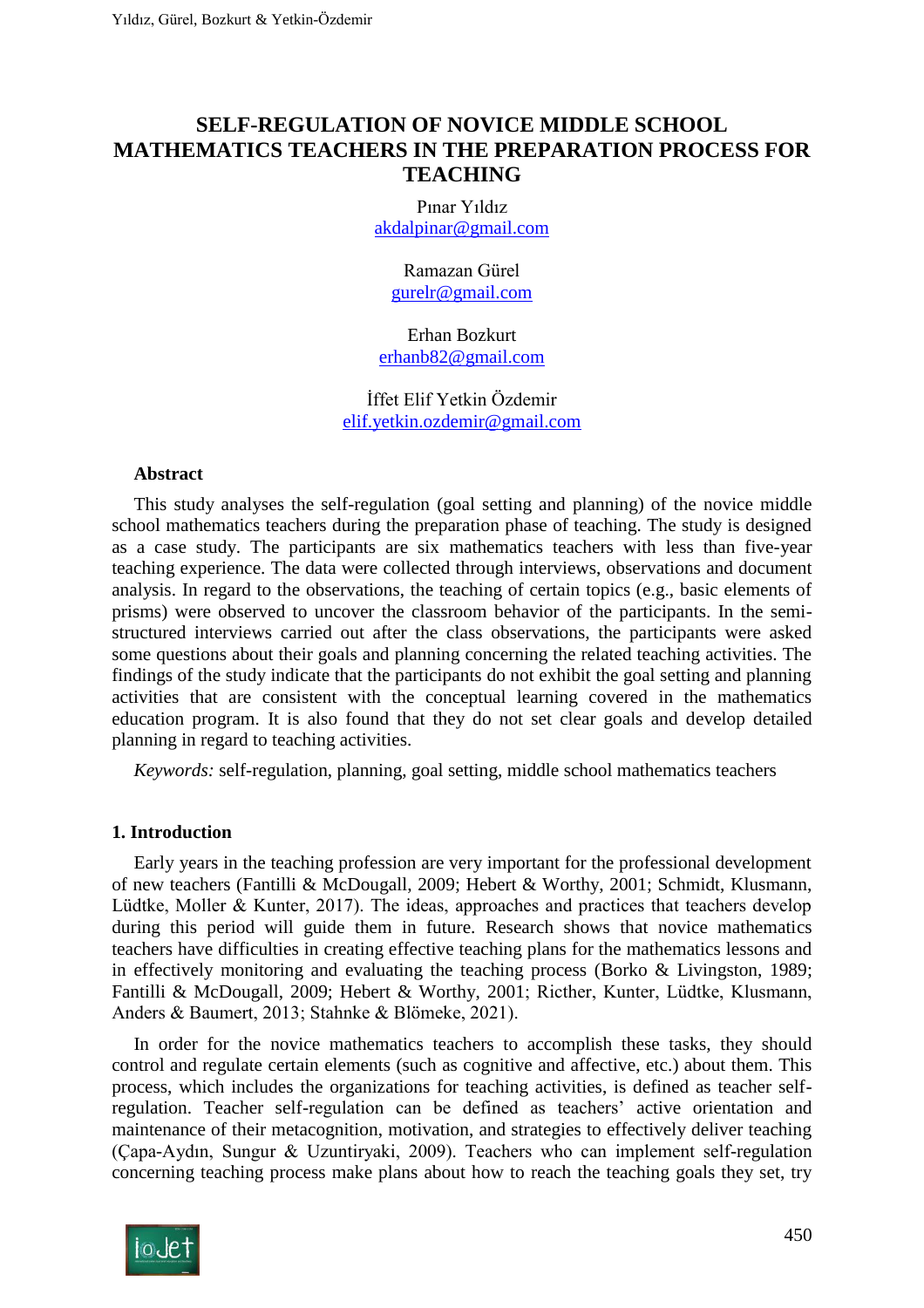# SELF-REGULATION OF NOVICE MIDDLE SCHOOL MATHEMATICS TEACHERS IN THE PREPARATION PROCESS FOR TEACHING

Pınar Yıldız
akdalpinar@gmail.com

Ramazan Gürel
gurelr@gmail.com

Erhan Bozkurt
erhanb82@gmail.com

İffet Elif Yetkin Özdemir
elif.yetkin.ozdemir@gmail.com

### Abstract

This study analyses the self-regulation (goal setting and planning) of the novice middle school mathematics teachers during the preparation phase of teaching. The study is designed as a case study. The participants are six mathematics teachers with less than five-year teaching experience. The data were collected through interviews, observations and document analysis. In regard to the observations, the teaching of certain topics (e.g., basic elements of prisms) were observed to uncover the classroom behavior of the participants. In the semi-structured interviews carried out after the class observations, the participants were asked some questions about their goals and planning concerning the related teaching activities. The findings of the study indicate that the participants do not exhibit the goal setting and planning activities that are consistent with the conceptual learning covered in the mathematics education program. It is also found that they do not set clear goals and develop detailed planning in regard to teaching activities.

*Keywords:* self-regulation, planning, goal setting, middle school mathematics teachers

## 1. Introduction

Early years in the teaching profession are very important for the professional development of new teachers (Fantilli & McDougall, 2009; Hebert & Worthy, 2001; Schmidt, Klusmann, Lüdtke, Moller & Kunter, 2017). The ideas, approaches and practices that teachers develop during this period will guide them in future. Research shows that novice mathematics teachers have difficulties in creating effective teaching plans for the mathematics lessons and in effectively monitoring and evaluating the teaching process (Borko & Livingston, 1989; Fantilli & McDougall, 2009; Hebert & Worthy, 2001; Ricther, Kunter, Lüdtke, Klusmann, Anders & Baumert, 2013; Stahnke & Blömeke, 2021).

In order for the novice mathematics teachers to accomplish these tasks, they should control and regulate certain elements (such as cognitive and affective, etc.) about them. This process, which includes the organizations for teaching activities, is defined as teacher self-regulation. Teacher self-regulation can be defined as teachers' active orientation and maintenance of their metacognition, motivation, and strategies to effectively deliver teaching (Çapa-Aydın, Sungur & Uzuntiryaki, 2009). Teachers who can implement self-regulation concerning teaching process make plans about how to reach the teaching goals they set, try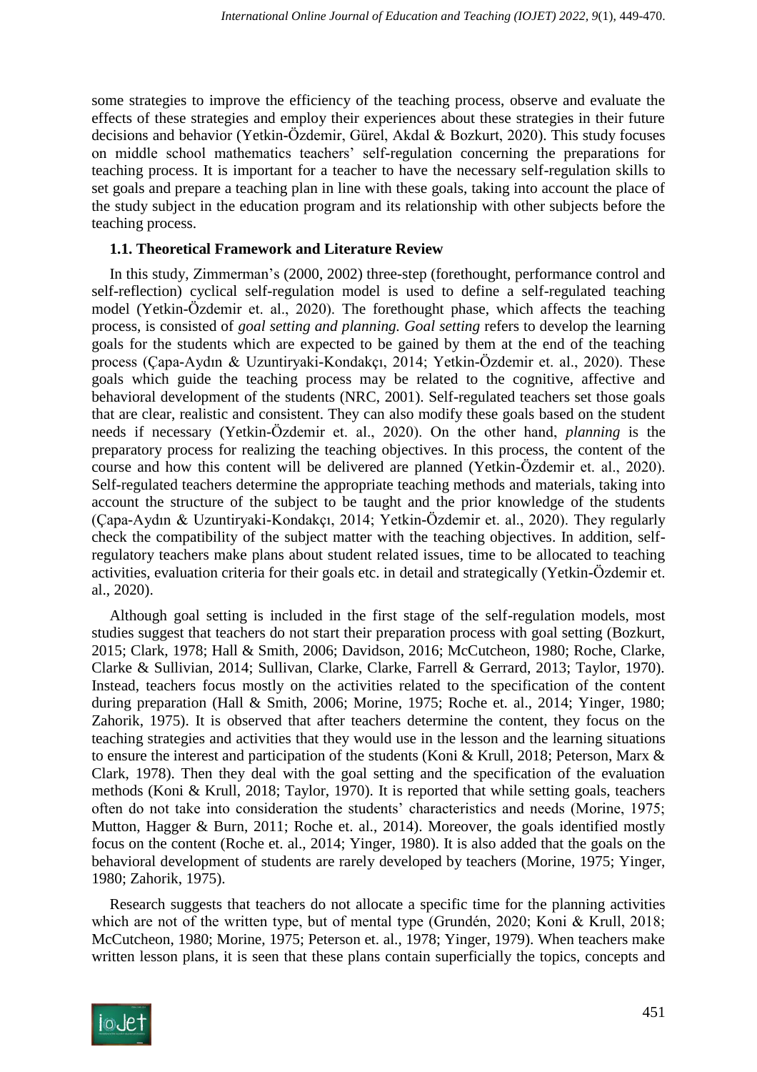some strategies to improve the efficiency of the teaching process, observe and evaluate the effects of these strategies and employ their experiences about these strategies in their future decisions and behavior (Yetkin-Özdemir, Gürel, Akdal & Bozkurt, 2020). This study focuses on middle school mathematics teachers' self-regulation concerning the preparations for teaching process. It is important for a teacher to have the necessary self-regulation skills to set goals and prepare a teaching plan in line with these goals, taking into account the place of the study subject in the education program and its relationship with other subjects before the teaching process.

### 1.1. Theoretical Framework and Literature Review

In this study, Zimmerman's (2000, 2002) three-step (forethought, performance control and self-reflection) cyclical self-regulation model is used to define a self-regulated teaching model (Yetkin-Özdemir et. al., 2020). The forethought phase, which affects the teaching process, is consisted of *goal setting and planning. Goal setting* refers to develop the learning goals for the students which are expected to be gained by them at the end of the teaching process (Çapa-Aydın & Uzuntiryaki-Kondakçı, 2014; Yetkin-Özdemir et. al., 2020). These goals which guide the teaching process may be related to the cognitive, affective and behavioral development of the students (NRC, 2001). Self-regulated teachers set those goals that are clear, realistic and consistent. They can also modify these goals based on the student needs if necessary (Yetkin-Özdemir et. al., 2020). On the other hand, *planning* is the preparatory process for realizing the teaching objectives. In this process, the content of the course and how this content will be delivered are planned (Yetkin-Özdemir et. al., 2020). Self-regulated teachers determine the appropriate teaching methods and materials, taking into account the structure of the subject to be taught and the prior knowledge of the students (Çapa-Aydın & Uzuntiryaki-Kondakçı, 2014; Yetkin-Özdemir et. al., 2020). They regularly check the compatibility of the subject matter with the teaching objectives. In addition, self-regulatory teachers make plans about student related issues, time to be allocated to teaching activities, evaluation criteria for their goals etc. in detail and strategically (Yetkin-Özdemir et. al., 2020).

Although goal setting is included in the first stage of the self-regulation models, most studies suggest that teachers do not start their preparation process with goal setting (Bozkurt, 2015; Clark, 1978; Hall & Smith, 2006; Davidson, 2016; McCutcheon, 1980; Roche, Clarke, Clarke & Sullivian, 2014; Sullivan, Clarke, Clarke, Farrell & Gerrard, 2013; Taylor, 1970). Instead, teachers focus mostly on the activities related to the specification of the content during preparation (Hall & Smith, 2006; Morine, 1975; Roche et. al., 2014; Yinger, 1980; Zahorik, 1975). It is observed that after teachers determine the content, they focus on the teaching strategies and activities that they would use in the lesson and the learning situations to ensure the interest and participation of the students (Koni & Krull, 2018; Peterson, Marx & Clark, 1978). Then they deal with the goal setting and the specification of the evaluation methods (Koni & Krull, 2018; Taylor, 1970). It is reported that while setting goals, teachers often do not take into consideration the students' characteristics and needs (Morine, 1975; Mutton, Hagger & Burn, 2011; Roche et. al., 2014). Moreover, the goals identified mostly focus on the content (Roche et. al., 2014; Yinger, 1980). It is also added that the goals on the behavioral development of students are rarely developed by teachers (Morine, 1975; Yinger, 1980; Zahorik, 1975).

Research suggests that teachers do not allocate a specific time for the planning activities which are not of the written type, but of mental type (Grundén, 2020; Koni & Krull, 2018; McCutcheon, 1980; Morine, 1975; Peterson et. al., 1978; Yinger, 1979). When teachers make written lesson plans, it is seen that these plans contain superficially the topics, concepts and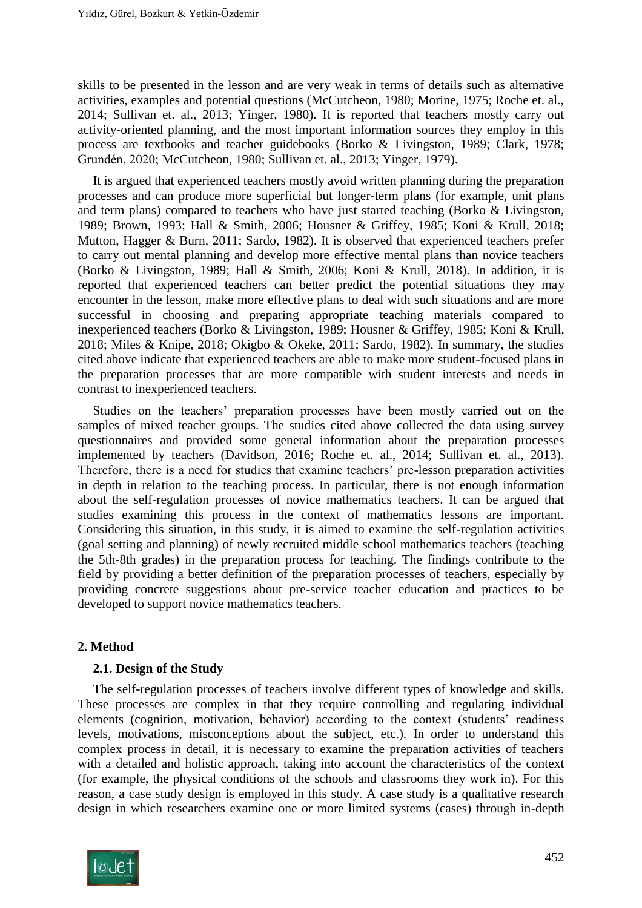skills to be presented in the lesson and are very weak in terms of details such as alternative activities, examples and potential questions (McCutcheon, 1980; Morine, 1975; Roche et. al., 2014; Sullivan et. al., 2013; Yinger, 1980). It is reported that teachers mostly carry out activity-oriented planning, and the most important information sources they employ in this process are textbooks and teacher guidebooks (Borko & Livingston, 1989; Clark, 1978; Grundén, 2020; McCutcheon, 1980; Sullivan et. al., 2013; Yinger, 1979).

It is argued that experienced teachers mostly avoid written planning during the preparation processes and can produce more superficial but longer-term plans (for example, unit plans and term plans) compared to teachers who have just started teaching (Borko & Livingston, 1989; Brown, 1993; Hall & Smith, 2006; Housner & Griffey, 1985; Koni & Krull, 2018; Mutton, Hagger & Burn, 2011; Sardo, 1982). It is observed that experienced teachers prefer to carry out mental planning and develop more effective mental plans than novice teachers (Borko & Livingston, 1989; Hall & Smith, 2006; Koni & Krull, 2018). In addition, it is reported that experienced teachers can better predict the potential situations they may encounter in the lesson, make more effective plans to deal with such situations and are more successful in choosing and preparing appropriate teaching materials compared to inexperienced teachers (Borko & Livingston, 1989; Housner & Griffey, 1985; Koni & Krull, 2018; Miles & Knipe, 2018; Okigbo & Okeke, 2011; Sardo, 1982). In summary, the studies cited above indicate that experienced teachers are able to make more student-focused plans in the preparation processes that are more compatible with student interests and needs in contrast to inexperienced teachers.

Studies on the teachers' preparation processes have been mostly carried out on the samples of mixed teacher groups. The studies cited above collected the data using survey questionnaires and provided some general information about the preparation processes implemented by teachers (Davidson, 2016; Roche et. al., 2014; Sullivan et. al., 2013). Therefore, there is a need for studies that examine teachers' pre-lesson preparation activities in depth in relation to the teaching process. In particular, there is not enough information about the self-regulation processes of novice mathematics teachers. It can be argued that studies examining this process in the context of mathematics lessons are important. Considering this situation, in this study, it is aimed to examine the self-regulation activities (goal setting and planning) of newly recruited middle school mathematics teachers (teaching the 5th-8th grades) in the preparation process for teaching. The findings contribute to the field by providing a better definition of the preparation processes of teachers, especially by providing concrete suggestions about pre-service teacher education and practices to be developed to support novice mathematics teachers.

## 2. Method

### 2.1. Design of the Study

The self-regulation processes of teachers involve different types of knowledge and skills. These processes are complex in that they require controlling and regulating individual elements (cognition, motivation, behavior) according to the context (students' readiness levels, motivations, misconceptions about the subject, etc.). In order to understand this complex process in detail, it is necessary to examine the preparation activities of teachers with a detailed and holistic approach, taking into account the characteristics of the context (for example, the physical conditions of the schools and classrooms they work in). For this reason, a case study design is employed in this study. A case study is a qualitative research design in which researchers examine one or more limited systems (cases) through in-depth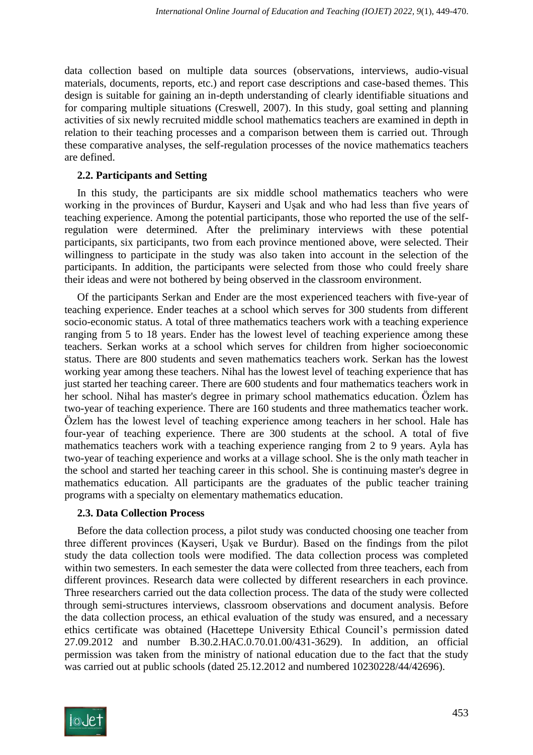data collection based on multiple data sources (observations, interviews, audio-visual materials, documents, reports, etc.) and report case descriptions and case-based themes. This design is suitable for gaining an in-depth understanding of clearly identifiable situations and for comparing multiple situations (Creswell, 2007). In this study, goal setting and planning activities of six newly recruited middle school mathematics teachers are examined in depth in relation to their teaching processes and a comparison between them is carried out. Through these comparative analyses, the self-regulation processes of the novice mathematics teachers are defined.

### 2.2. Participants and Setting

In this study, the participants are six middle school mathematics teachers who were working in the provinces of Burdur, Kayseri and Uşak and who had less than five years of teaching experience. Among the potential participants, those who reported the use of the self-regulation were determined. After the preliminary interviews with these potential participants, six participants, two from each province mentioned above, were selected. Their willingness to participate in the study was also taken into account in the selection of the participants. In addition, the participants were selected from those who could freely share their ideas and were not bothered by being observed in the classroom environment.

Of the participants Serkan and Ender are the most experienced teachers with five-year of teaching experience. Ender teaches at a school which serves for 300 students from different socio-economic status. A total of three mathematics teachers work with a teaching experience ranging from 5 to 18 years. Ender has the lowest level of teaching experience among these teachers. Serkan works at a school which serves for children from higher socioeconomic status. There are 800 students and seven mathematics teachers work. Serkan has the lowest working year among these teachers. Nihal has the lowest level of teaching experience that has just started her teaching career. There are 600 students and four mathematics teachers work in her school. Nihal has master's degree in primary school mathematics education. Özlem has two-year of teaching experience. There are 160 students and three mathematics teacher work. Özlem has the lowest level of teaching experience among teachers in her school. Hale has four-year of teaching experience. There are 300 students at the school. A total of five mathematics teachers work with a teaching experience ranging from 2 to 9 years. Ayla has two-year of teaching experience and works at a village school. She is the only math teacher in the school and started her teaching career in this school. She is continuing master's degree in mathematics education. All participants are the graduates of the public teacher training programs with a specialty on elementary mathematics education.

### 2.3. Data Collection Process

Before the data collection process, a pilot study was conducted choosing one teacher from three different provinces (Kayseri, Uşak ve Burdur). Based on the findings from the pilot study the data collection tools were modified. The data collection process was completed within two semesters. In each semester the data were collected from three teachers, each from different provinces. Research data were collected by different researchers in each province. Three researchers carried out the data collection process. The data of the study were collected through semi-structures interviews, classroom observations and document analysis. Before the data collection process, an ethical evaluation of the study was ensured, and a necessary ethics certificate was obtained (Hacettepe University Ethical Council's permission dated 27.09.2012 and number B.30.2.HAC.0.70.01.00/431-3629). In addition, an official permission was taken from the ministry of national education due to the fact that the study was carried out at public schools (dated 25.12.2012 and numbered 10230228/44/42696).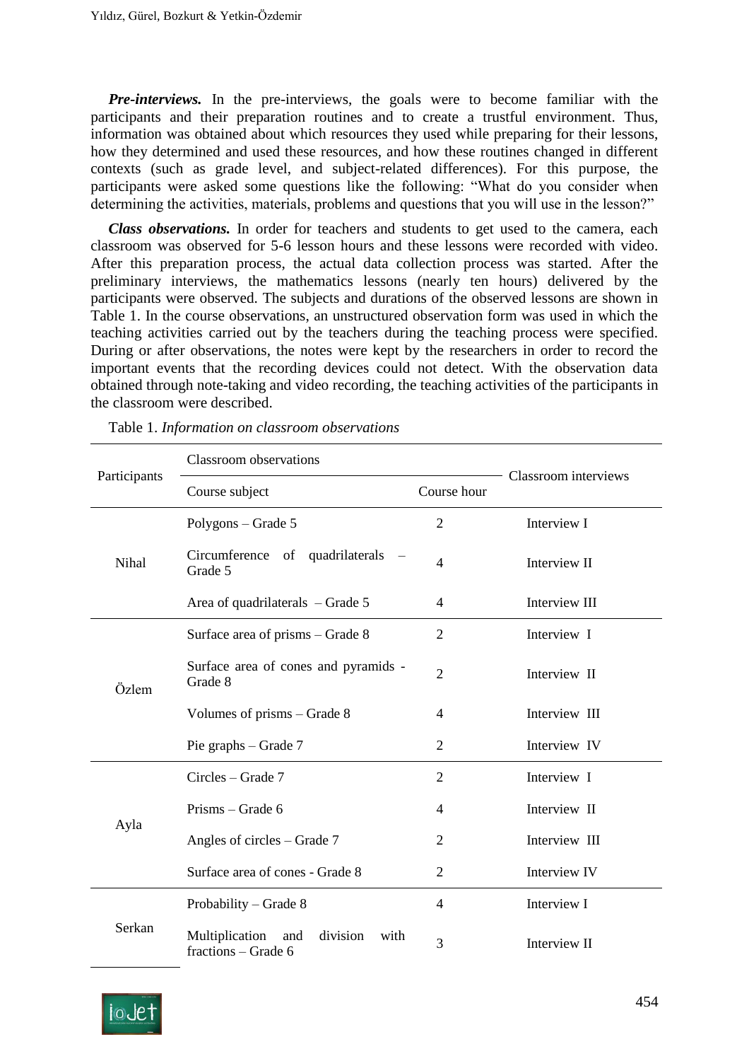***Pre-interviews.*** In the pre-interviews, the goals were to become familiar with the participants and their preparation routines and to create a trustful environment. Thus, information was obtained about which resources they used while preparing for their lessons, how they determined and used these resources, and how these routines changed in different contexts (such as grade level, and subject-related differences). For this purpose, the participants were asked some questions like the following: "What do you consider when determining the activities, materials, problems and questions that you will use in the lesson?"

***Class observations.*** In order for teachers and students to get used to the camera, each classroom was observed for 5-6 lesson hours and these lessons were recorded with video. After this preparation process, the actual data collection process was started. After the preliminary interviews, the mathematics lessons (nearly ten hours) delivered by the participants were observed. The subjects and durations of the observed lessons are shown in Table 1. In the course observations, an unstructured observation form was used in which the teaching activities carried out by the teachers during the teaching process were specified. During or after observations, the notes were kept by the researchers in order to record the important events that the recording devices could not detect. With the observation data obtained through note-taking and video recording, the teaching activities of the participants in the classroom were described.

Table 1. *Information on classroom observations*

| Participants | Classroom observations | | Classroom interviews |
|---|---|---|---|
| | Course subject | Course hour | |
| Nihal | Polygons – Grade 5 | 2 | Interview I |
| | Circumference of quadrilaterals – Grade 5 | 4 | Interview II |
| | Area of quadrilaterals – Grade 5 | 4 | Interview III |
| Özlem | Surface area of prisms – Grade 8 | 2 | Interview I |
| | Surface area of cones and pyramids - Grade 8 | 2 | Interview II |
| | Volumes of prisms – Grade 8 | 4 | Interview III |
| | Pie graphs – Grade 7 | 2 | Interview IV |
| Ayla | Circles – Grade 7 | 2 | Interview I |
| | Prisms – Grade 6 | 4 | Interview II |
| | Angles of circles – Grade 7 | 2 | Interview III |
| | Surface area of cones - Grade 8 | 2 | Interview IV |
| Serkan | Probability – Grade 8 | 4 | Interview I |
| | Multiplication and division with fractions – Grade 6 | 3 | Interview II |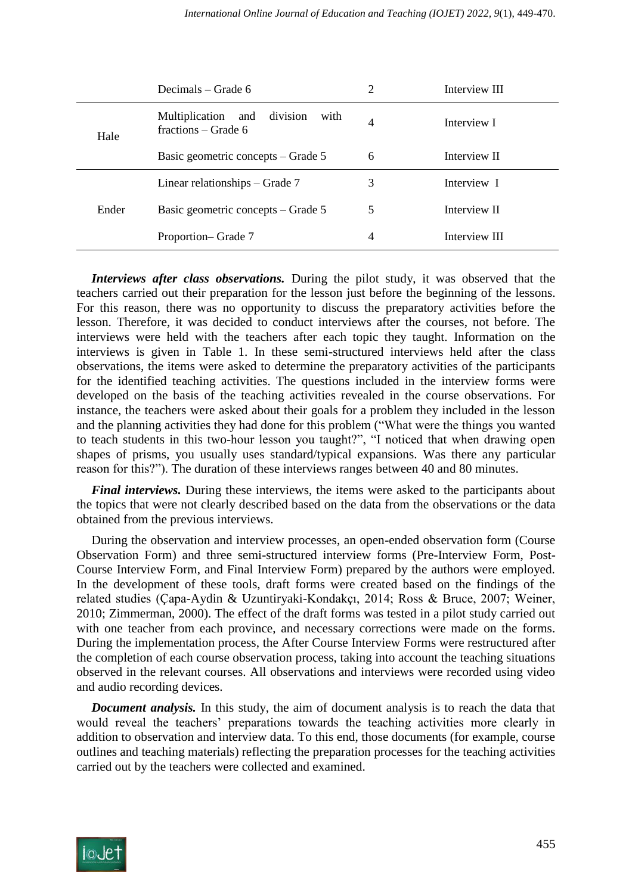| | | | |
|---|---|---|---|
| | Decimals – Grade 6 | 2 | Interview III |
| Hale | Multiplication and division with fractions – Grade 6 | 4 | Interview I |
| | Basic geometric concepts – Grade 5 | 6 | Interview II |
| Ender | Linear relationships – Grade 7 | 3 | Interview I |
| | Basic geometric concepts – Grade 5 | 5 | Interview II |
| | Proportion– Grade 7 | 4 | Interview III |

***Interviews after class observations.*** During the pilot study, it was observed that the teachers carried out their preparation for the lesson just before the beginning of the lessons. For this reason, there was no opportunity to discuss the preparatory activities before the lesson. Therefore, it was decided to conduct interviews after the courses, not before. The interviews were held with the teachers after each topic they taught. Information on the interviews is given in Table 1. In these semi-structured interviews held after the class observations, the items were asked to determine the preparatory activities of the participants for the identified teaching activities. The questions included in the interview forms were developed on the basis of the teaching activities revealed in the course observations. For instance, the teachers were asked about their goals for a problem they included in the lesson and the planning activities they had done for this problem ("What were the things you wanted to teach students in this two-hour lesson you taught?", "I noticed that when drawing open shapes of prisms, you usually uses standard/typical expansions. Was there any particular reason for this?"). The duration of these interviews ranges between 40 and 80 minutes.

***Final interviews.*** During these interviews, the items were asked to the participants about the topics that were not clearly described based on the data from the observations or the data obtained from the previous interviews.

During the observation and interview processes, an open-ended observation form (Course Observation Form) and three semi-structured interview forms (Pre-Interview Form, Post-Course Interview Form, and Final Interview Form) prepared by the authors were employed. In the development of these tools, draft forms were created based on the findings of the related studies (Çapa-Aydin & Uzuntiryaki-Kondakçı, 2014; Ross & Bruce, 2007; Weiner, 2010; Zimmerman, 2000). The effect of the draft forms was tested in a pilot study carried out with one teacher from each province, and necessary corrections were made on the forms. During the implementation process, the After Course Interview Forms were restructured after the completion of each course observation process, taking into account the teaching situations observed in the relevant courses. All observations and interviews were recorded using video and audio recording devices.

***Document analysis.*** In this study, the aim of document analysis is to reach the data that would reveal the teachers' preparations towards the teaching activities more clearly in addition to observation and interview data. To this end, those documents (for example, course outlines and teaching materials) reflecting the preparation processes for the teaching activities carried out by the teachers were collected and examined.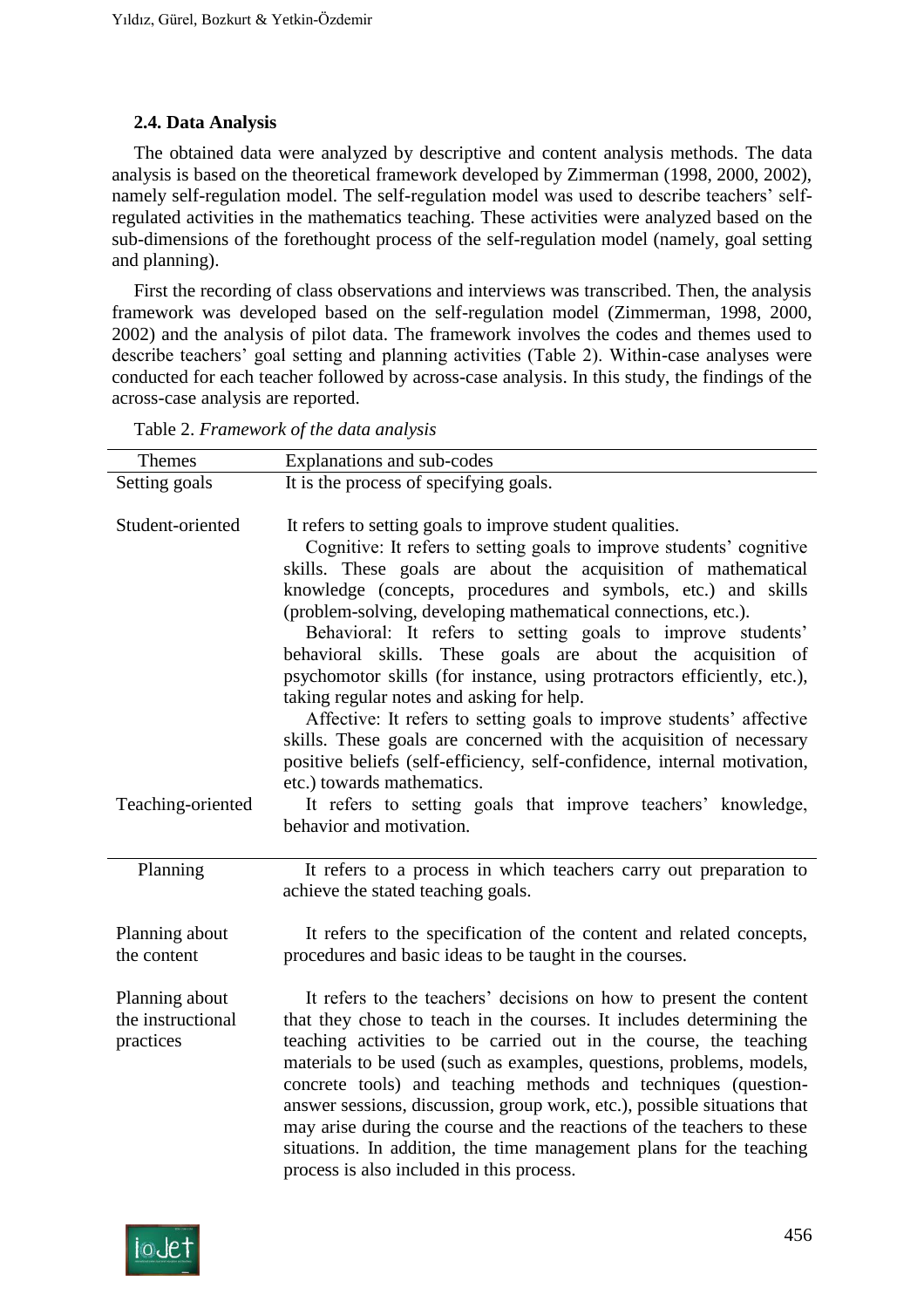### 2.4. Data Analysis

The obtained data were analyzed by descriptive and content analysis methods. The data analysis is based on the theoretical framework developed by Zimmerman (1998, 2000, 2002), namely self-regulation model. The self-regulation model was used to describe teachers' self-regulated activities in the mathematics teaching. These activities were analyzed based on the sub-dimensions of the forethought process of the self-regulation model (namely, goal setting and planning).

First the recording of class observations and interviews was transcribed. Then, the analysis framework was developed based on the self-regulation model (Zimmerman, 1998, 2000, 2002) and the analysis of pilot data. The framework involves the codes and themes used to describe teachers' goal setting and planning activities (Table 2). Within-case analyses were conducted for each teacher followed by across-case analysis. In this study, the findings of the across-case analysis are reported.

Table 2. *Framework of the data analysis*

| Themes | Explanations and sub-codes |
|---|---|
| Setting goals | It is the process of specifying goals. |
| Student-oriented | It refers to setting goals to improve student qualities.<br>Cognitive: It refers to setting goals to improve students' cognitive skills. These goals are about the acquisition of mathematical knowledge (concepts, procedures and symbols, etc.) and skills (problem-solving, developing mathematical connections, etc.).<br>Behavioral: It refers to setting goals to improve students' behavioral skills. These goals are about the acquisition of psychomotor skills (for instance, using protractors efficiently, etc.), taking regular notes and asking for help.<br>Affective: It refers to setting goals to improve students' affective skills. These goals are concerned with the acquisition of necessary positive beliefs (self-efficiency, self-confidence, internal motivation, etc.) towards mathematics. |
| Teaching-oriented | It refers to setting goals that improve teachers' knowledge, behavior and motivation. |
| Planning | It refers to a process in which teachers carry out preparation to achieve the stated teaching goals. |
| Planning about the content | It refers to the specification of the content and related concepts, procedures and basic ideas to be taught in the courses. |
| Planning about the instructional practices | It refers to the teachers' decisions on how to present the content that they chose to teach in the courses. It includes determining the teaching activities to be carried out in the course, the teaching materials to be used (such as examples, questions, problems, models, concrete tools) and teaching methods and techniques (question-answer sessions, discussion, group work, etc.), possible situations that may arise during the course and the reactions of the teachers to these situations. In addition, the time management plans for the teaching process is also included in this process. |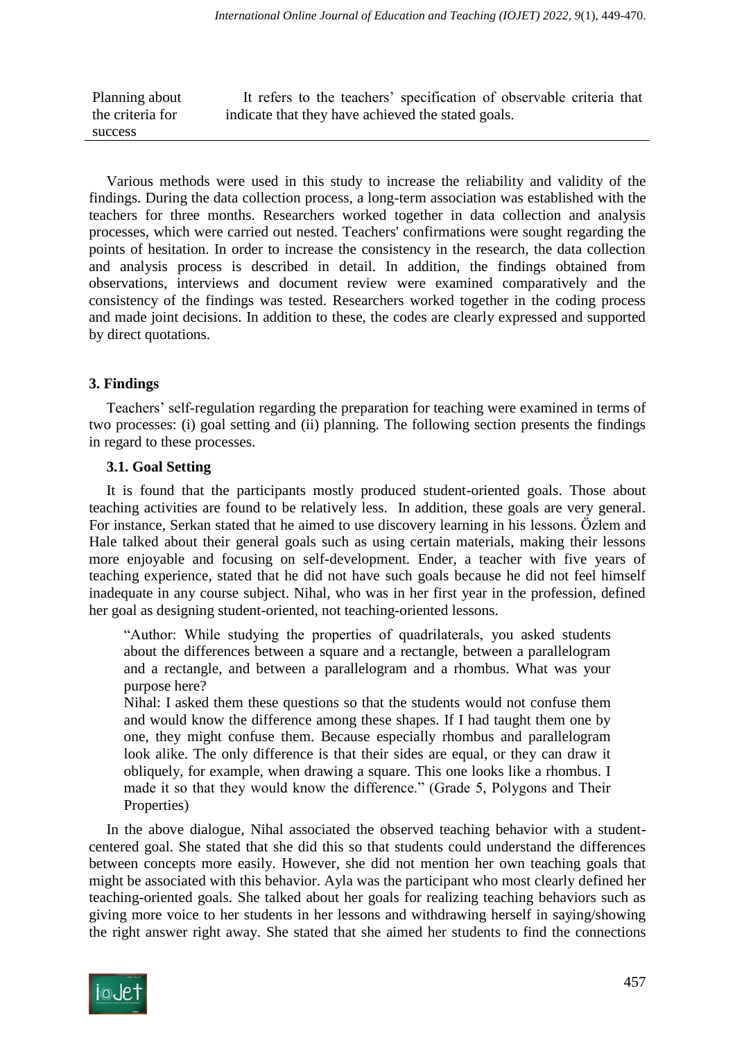| | |
|---|---|
| Planning about the criteria for success | It refers to the teachers' specification of observable criteria that indicate that they have achieved the stated goals. |

Various methods were used in this study to increase the reliability and validity of the findings. During the data collection process, a long-term association was established with the teachers for three months. Researchers worked together in data collection and analysis processes, which were carried out nested. Teachers' confirmations were sought regarding the points of hesitation. In order to increase the consistency in the research, the data collection and analysis process is described in detail. In addition, the findings obtained from observations, interviews and document review were examined comparatively and the consistency of the findings was tested. Researchers worked together in the coding process and made joint decisions. In addition to these, the codes are clearly expressed and supported by direct quotations.

## 3. Findings

Teachers' self-regulation regarding the preparation for teaching were examined in terms of two processes: (i) goal setting and (ii) planning. The following section presents the findings in regard to these processes.

### 3.1. Goal Setting

It is found that the participants mostly produced student-oriented goals. Those about teaching activities are found to be relatively less. In addition, these goals are very general. For instance, Serkan stated that he aimed to use discovery learning in his lessons. Özlem and Hale talked about their general goals such as using certain materials, making their lessons more enjoyable and focusing on self-development. Ender, a teacher with five years of teaching experience, stated that he did not have such goals because he did not feel himself inadequate in any course subject. Nihal, who was in her first year in the profession, defined her goal as designing student-oriented, not teaching-oriented lessons.

> "Author: While studying the properties of quadrilaterals, you asked students about the differences between a square and a rectangle, between a parallelogram and a rectangle, and between a parallelogram and a rhombus. What was your purpose here?
>
> Nihal: I asked them these questions so that the students would not confuse them and would know the difference among these shapes. If I had taught them one by one, they might confuse them. Because especially rhombus and parallelogram look alike. The only difference is that their sides are equal, or they can draw it obliquely, for example, when drawing a square. This one looks like a rhombus. I made it so that they would know the difference." (Grade 5, Polygons and Their Properties)

In the above dialogue, Nihal associated the observed teaching behavior with a student-centered goal. She stated that she did this so that students could understand the differences between concepts more easily. However, she did not mention her own teaching goals that might be associated with this behavior. Ayla was the participant who most clearly defined her teaching-oriented goals. She talked about her goals for realizing teaching behaviors such as giving more voice to her students in her lessons and withdrawing herself in saying/showing the right answer right away. She stated that she aimed her students to find the connections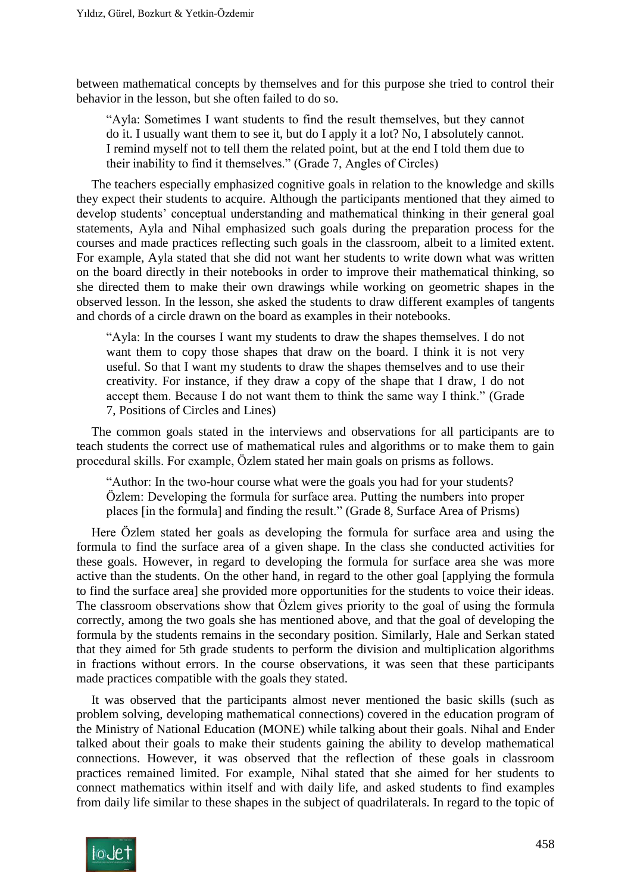between mathematical concepts by themselves and for this purpose she tried to control their behavior in the lesson, but she often failed to do so.

> "Ayla: Sometimes I want students to find the result themselves, but they cannot do it. I usually want them to see it, but do I apply it a lot? No, I absolutely cannot. I remind myself not to tell them the related point, but at the end I told them due to their inability to find it themselves." (Grade 7, Angles of Circles)

The teachers especially emphasized cognitive goals in relation to the knowledge and skills they expect their students to acquire. Although the participants mentioned that they aimed to develop students' conceptual understanding and mathematical thinking in their general goal statements, Ayla and Nihal emphasized such goals during the preparation process for the courses and made practices reflecting such goals in the classroom, albeit to a limited extent. For example, Ayla stated that she did not want her students to write down what was written on the board directly in their notebooks in order to improve their mathematical thinking, so she directed them to make their own drawings while working on geometric shapes in the observed lesson. In the lesson, she asked the students to draw different examples of tangents and chords of a circle drawn on the board as examples in their notebooks.

> "Ayla: In the courses I want my students to draw the shapes themselves. I do not want them to copy those shapes that draw on the board. I think it is not very useful. So that I want my students to draw the shapes themselves and to use their creativity. For instance, if they draw a copy of the shape that I draw, I do not accept them. Because I do not want them to think the same way I think." (Grade 7, Positions of Circles and Lines)

The common goals stated in the interviews and observations for all participants are to teach students the correct use of mathematical rules and algorithms or to make them to gain procedural skills. For example, Özlem stated her main goals on prisms as follows.

> "Author: In the two-hour course what were the goals you had for your students?
> Özlem: Developing the formula for surface area. Putting the numbers into proper places [in the formula] and finding the result." (Grade 8, Surface Area of Prisms)

Here Özlem stated her goals as developing the formula for surface area and using the formula to find the surface area of a given shape. In the class she conducted activities for these goals. However, in regard to developing the formula for surface area she was more active than the students. On the other hand, in regard to the other goal [applying the formula to find the surface area] she provided more opportunities for the students to voice their ideas. The classroom observations show that Özlem gives priority to the goal of using the formula correctly, among the two goals she has mentioned above, and that the goal of developing the formula by the students remains in the secondary position. Similarly, Hale and Serkan stated that they aimed for 5th grade students to perform the division and multiplication algorithms in fractions without errors. In the course observations, it was seen that these participants made practices compatible with the goals they stated.

It was observed that the participants almost never mentioned the basic skills (such as problem solving, developing mathematical connections) covered in the education program of the Ministry of National Education (MONE) while talking about their goals. Nihal and Ender talked about their goals to make their students gaining the ability to develop mathematical connections. However, it was observed that the reflection of these goals in classroom practices remained limited. For example, Nihal stated that she aimed for her students to connect mathematics within itself and with daily life, and asked students to find examples from daily life similar to these shapes in the subject of quadrilaterals. In regard to the topic of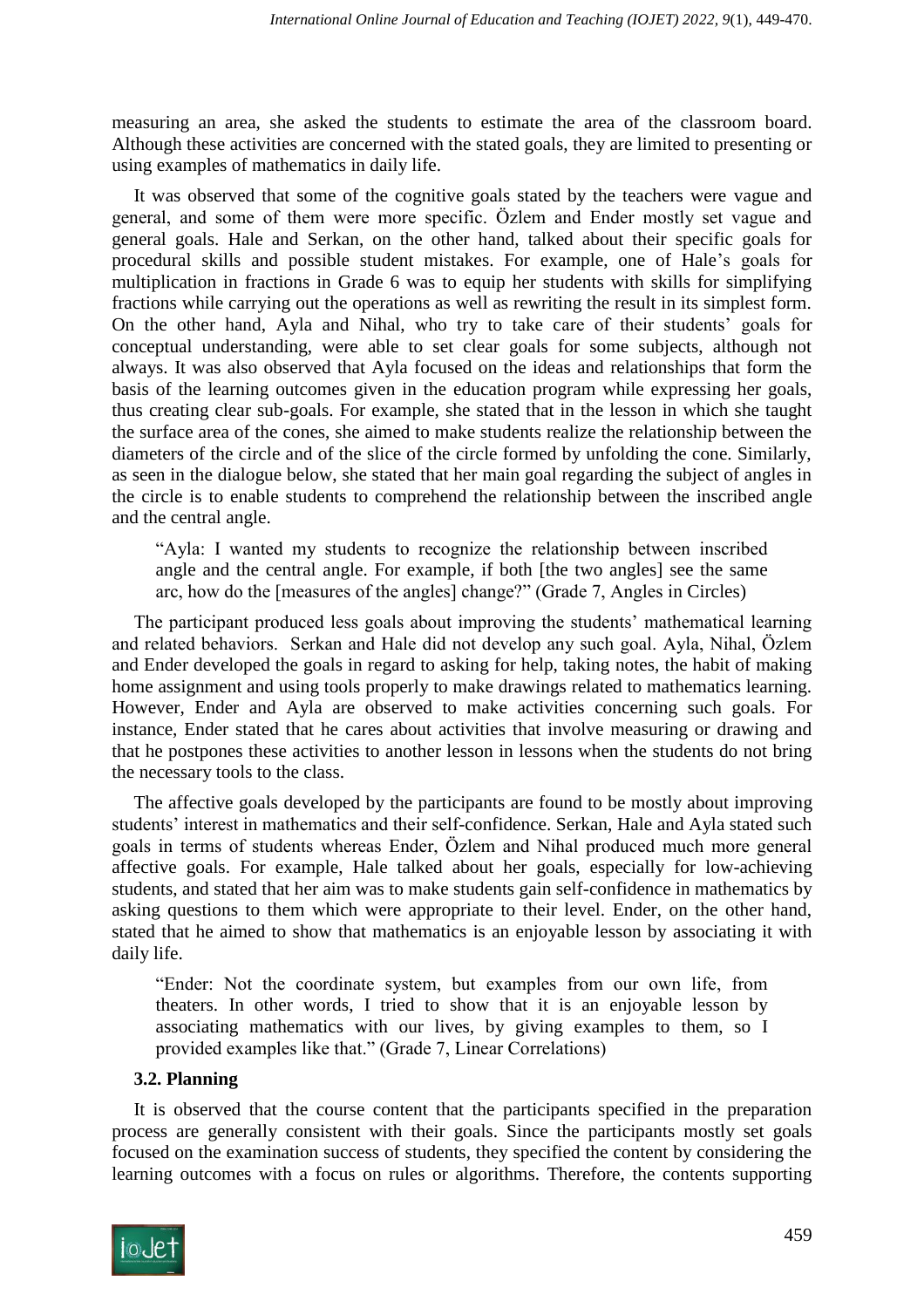measuring an area, she asked the students to estimate the area of the classroom board. Although these activities are concerned with the stated goals, they are limited to presenting or using examples of mathematics in daily life.

It was observed that some of the cognitive goals stated by the teachers were vague and general, and some of them were more specific. Özlem and Ender mostly set vague and general goals. Hale and Serkan, on the other hand, talked about their specific goals for procedural skills and possible student mistakes. For example, one of Hale's goals for multiplication in fractions in Grade 6 was to equip her students with skills for simplifying fractions while carrying out the operations as well as rewriting the result in its simplest form. On the other hand, Ayla and Nihal, who try to take care of their students' goals for conceptual understanding, were able to set clear goals for some subjects, although not always. It was also observed that Ayla focused on the ideas and relationships that form the basis of the learning outcomes given in the education program while expressing her goals, thus creating clear sub-goals. For example, she stated that in the lesson in which she taught the surface area of the cones, she aimed to make students realize the relationship between the diameters of the circle and of the slice of the circle formed by unfolding the cone. Similarly, as seen in the dialogue below, she stated that her main goal regarding the subject of angles in the circle is to enable students to comprehend the relationship between the inscribed angle and the central angle.

> "Ayla: I wanted my students to recognize the relationship between inscribed angle and the central angle. For example, if both [the two angles] see the same arc, how do the [measures of the angles] change?" (Grade 7, Angles in Circles)

The participant produced less goals about improving the students' mathematical learning and related behaviors. Serkan and Hale did not develop any such goal. Ayla, Nihal, Özlem and Ender developed the goals in regard to asking for help, taking notes, the habit of making home assignment and using tools properly to make drawings related to mathematics learning. However, Ender and Ayla are observed to make activities concerning such goals. For instance, Ender stated that he cares about activities that involve measuring or drawing and that he postpones these activities to another lesson in lessons when the students do not bring the necessary tools to the class.

The affective goals developed by the participants are found to be mostly about improving students' interest in mathematics and their self-confidence. Serkan, Hale and Ayla stated such goals in terms of students whereas Ender, Özlem and Nihal produced much more general affective goals. For example, Hale talked about her goals, especially for low-achieving students, and stated that her aim was to make students gain self-confidence in mathematics by asking questions to them which were appropriate to their level. Ender, on the other hand, stated that he aimed to show that mathematics is an enjoyable lesson by associating it with daily life.

> "Ender: Not the coordinate system, but examples from our own life, from theaters. In other words, I tried to show that it is an enjoyable lesson by associating mathematics with our lives, by giving examples to them, so I provided examples like that." (Grade 7, Linear Correlations)

### 3.2. Planning

It is observed that the course content that the participants specified in the preparation process are generally consistent with their goals. Since the participants mostly set goals focused on the examination success of students, they specified the content by considering the learning outcomes with a focus on rules or algorithms. Therefore, the contents supporting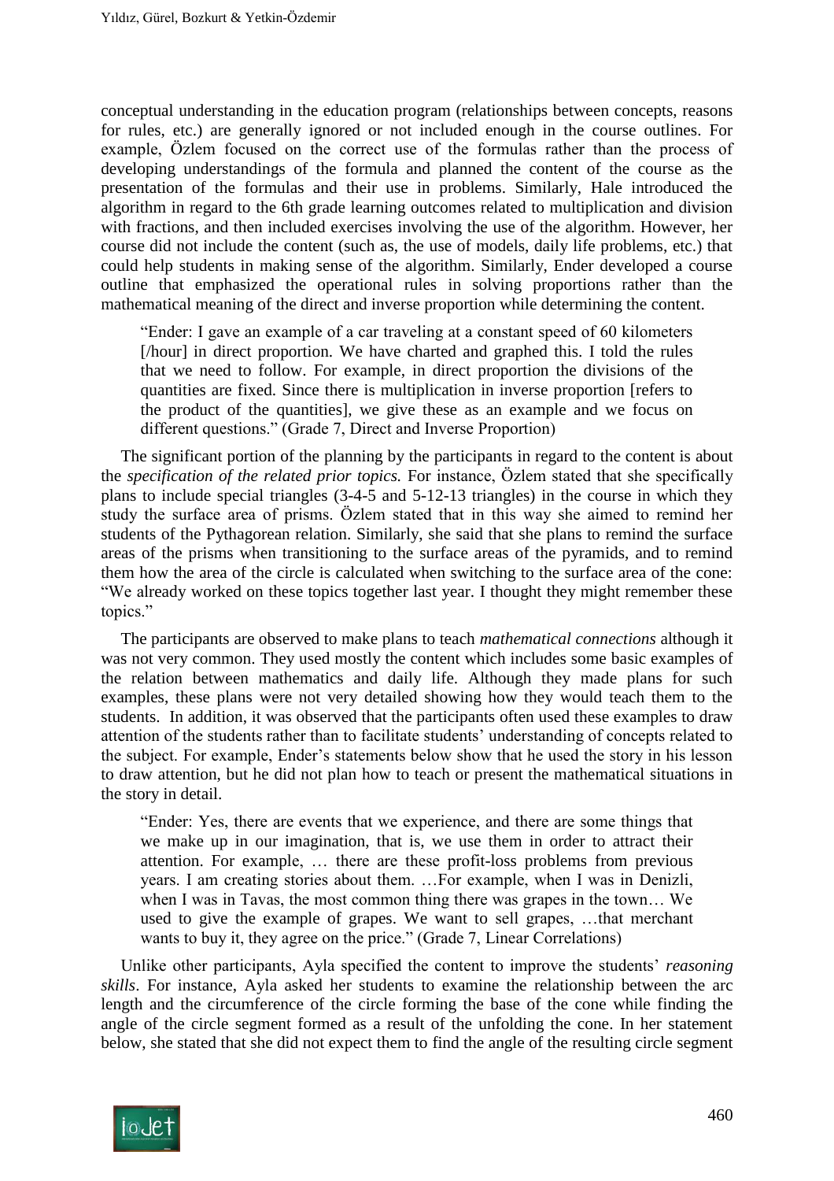conceptual understanding in the education program (relationships between concepts, reasons for rules, etc.) are generally ignored or not included enough in the course outlines. For example, Özlem focused on the correct use of the formulas rather than the process of developing understandings of the formula and planned the content of the course as the presentation of the formulas and their use in problems. Similarly, Hale introduced the algorithm in regard to the 6th grade learning outcomes related to multiplication and division with fractions, and then included exercises involving the use of the algorithm. However, her course did not include the content (such as, the use of models, daily life problems, etc.) that could help students in making sense of the algorithm. Similarly, Ender developed a course outline that emphasized the operational rules in solving proportions rather than the mathematical meaning of the direct and inverse proportion while determining the content.

> "Ender: I gave an example of a car traveling at a constant speed of 60 kilometers [/hour] in direct proportion. We have charted and graphed this. I told the rules that we need to follow. For example, in direct proportion the divisions of the quantities are fixed. Since there is multiplication in inverse proportion [refers to the product of the quantities], we give these as an example and we focus on different questions." (Grade 7, Direct and Inverse Proportion)

The significant portion of the planning by the participants in regard to the content is about the *specification of the related prior topics.* For instance, Özlem stated that she specifically plans to include special triangles (3-4-5 and 5-12-13 triangles) in the course in which they study the surface area of prisms. Özlem stated that in this way she aimed to remind her students of the Pythagorean relation. Similarly, she said that she plans to remind the surface areas of the prisms when transitioning to the surface areas of the pyramids, and to remind them how the area of the circle is calculated when switching to the surface area of the cone: "We already worked on these topics together last year. I thought they might remember these topics."

The participants are observed to make plans to teach *mathematical connections* although it was not very common. They used mostly the content which includes some basic examples of the relation between mathematics and daily life. Although they made plans for such examples, these plans were not very detailed showing how they would teach them to the students. In addition, it was observed that the participants often used these examples to draw attention of the students rather than to facilitate students' understanding of concepts related to the subject. For example, Ender's statements below show that he used the story in his lesson to draw attention, but he did not plan how to teach or present the mathematical situations in the story in detail.

> "Ender: Yes, there are events that we experience, and there are some things that we make up in our imagination, that is, we use them in order to attract their attention. For example, … there are these profit-loss problems from previous years. I am creating stories about them. …For example, when I was in Denizli, when I was in Tavas, the most common thing there was grapes in the town… We used to give the example of grapes. We want to sell grapes, …that merchant wants to buy it, they agree on the price." (Grade 7, Linear Correlations)

Unlike other participants, Ayla specified the content to improve the students' *reasoning skills*. For instance, Ayla asked her students to examine the relationship between the arc length and the circumference of the circle forming the base of the cone while finding the angle of the circle segment formed as a result of the unfolding the cone. In her statement below, she stated that she did not expect them to find the angle of the resulting circle segment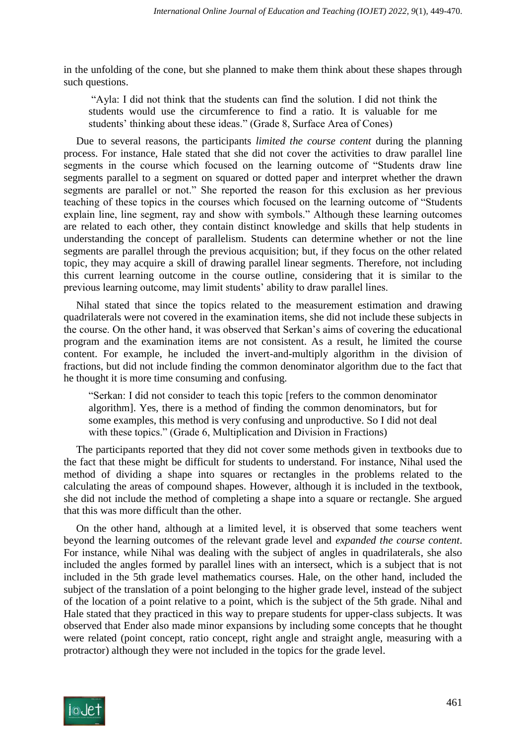in the unfolding of the cone, but she planned to make them think about these shapes through such questions.

> "Ayla: I did not think that the students can find the solution. I did not think the students would use the circumference to find a ratio. It is valuable for me students' thinking about these ideas." (Grade 8, Surface Area of Cones)

Due to several reasons, the participants *limited the course content* during the planning process. For instance, Hale stated that she did not cover the activities to draw parallel line segments in the course which focused on the learning outcome of "Students draw line segments parallel to a segment on squared or dotted paper and interpret whether the drawn segments are parallel or not." She reported the reason for this exclusion as her previous teaching of these topics in the courses which focused on the learning outcome of "Students explain line, line segment, ray and show with symbols." Although these learning outcomes are related to each other, they contain distinct knowledge and skills that help students in understanding the concept of parallelism. Students can determine whether or not the line segments are parallel through the previous acquisition; but, if they focus on the other related topic, they may acquire a skill of drawing parallel linear segments. Therefore, not including this current learning outcome in the course outline, considering that it is similar to the previous learning outcome, may limit students' ability to draw parallel lines.

Nihal stated that since the topics related to the measurement estimation and drawing quadrilaterals were not covered in the examination items, she did not include these subjects in the course. On the other hand, it was observed that Serkan's aims of covering the educational program and the examination items are not consistent. As a result, he limited the course content. For example, he included the invert-and-multiply algorithm in the division of fractions, but did not include finding the common denominator algorithm due to the fact that he thought it is more time consuming and confusing.

> "Serkan: I did not consider to teach this topic [refers to the common denominator algorithm]. Yes, there is a method of finding the common denominators, but for some examples, this method is very confusing and unproductive. So I did not deal with these topics." (Grade 6, Multiplication and Division in Fractions)

The participants reported that they did not cover some methods given in textbooks due to the fact that these might be difficult for students to understand. For instance, Nihal used the method of dividing a shape into squares or rectangles in the problems related to the calculating the areas of compound shapes. However, although it is included in the textbook, she did not include the method of completing a shape into a square or rectangle. She argued that this was more difficult than the other.

On the other hand, although at a limited level, it is observed that some teachers went beyond the learning outcomes of the relevant grade level and *expanded the course content*. For instance, while Nihal was dealing with the subject of angles in quadrilaterals, she also included the angles formed by parallel lines with an intersect, which is a subject that is not included in the 5th grade level mathematics courses. Hale, on the other hand, included the subject of the translation of a point belonging to the higher grade level, instead of the subject of the location of a point relative to a point, which is the subject of the 5th grade. Nihal and Hale stated that they practiced in this way to prepare students for upper-class subjects. It was observed that Ender also made minor expansions by including some concepts that he thought were related (point concept, ratio concept, right angle and straight angle, measuring with a protractor) although they were not included in the topics for the grade level.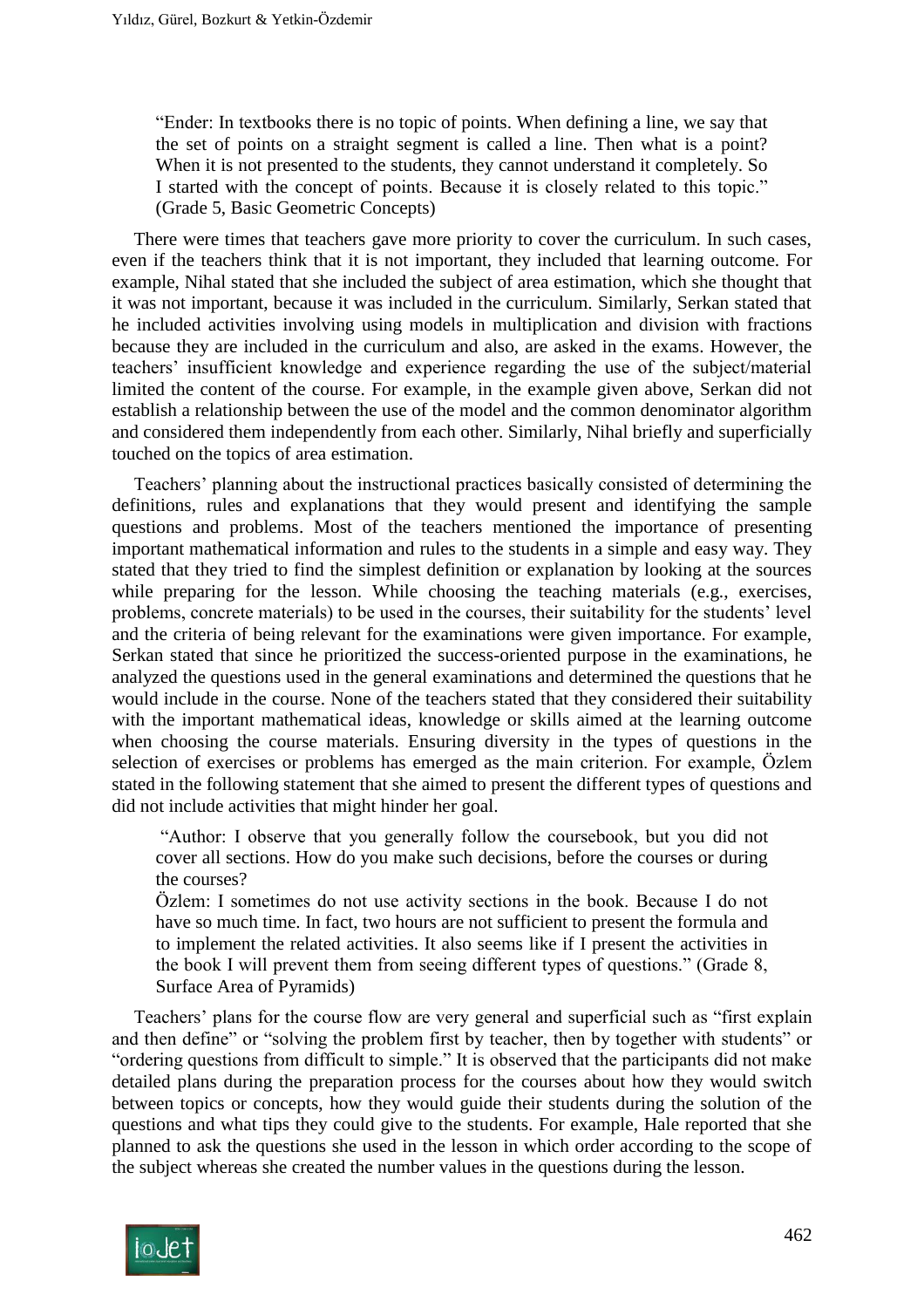> "Ender: In textbooks there is no topic of points. When defining a line, we say that the set of points on a straight segment is called a line. Then what is a point? When it is not presented to the students, they cannot understand it completely. So I started with the concept of points. Because it is closely related to this topic." (Grade 5, Basic Geometric Concepts)

There were times that teachers gave more priority to cover the curriculum. In such cases, even if the teachers think that it is not important, they included that learning outcome. For example, Nihal stated that she included the subject of area estimation, which she thought that it was not important, because it was included in the curriculum. Similarly, Serkan stated that he included activities involving using models in multiplication and division with fractions because they are included in the curriculum and also, are asked in the exams. However, the teachers' insufficient knowledge and experience regarding the use of the subject/material limited the content of the course. For example, in the example given above, Serkan did not establish a relationship between the use of the model and the common denominator algorithm and considered them independently from each other. Similarly, Nihal briefly and superficially touched on the topics of area estimation.

Teachers' planning about the instructional practices basically consisted of determining the definitions, rules and explanations that they would present and identifying the sample questions and problems. Most of the teachers mentioned the importance of presenting important mathematical information and rules to the students in a simple and easy way. They stated that they tried to find the simplest definition or explanation by looking at the sources while preparing for the lesson. While choosing the teaching materials (e.g., exercises, problems, concrete materials) to be used in the courses, their suitability for the students' level and the criteria of being relevant for the examinations were given importance. For example, Serkan stated that since he prioritized the success-oriented purpose in the examinations, he analyzed the questions used in the general examinations and determined the questions that he would include in the course. None of the teachers stated that they considered their suitability with the important mathematical ideas, knowledge or skills aimed at the learning outcome when choosing the course materials. Ensuring diversity in the types of questions in the selection of exercises or problems has emerged as the main criterion. For example, Özlem stated in the following statement that she aimed to present the different types of questions and did not include activities that might hinder her goal.

> "Author: I observe that you generally follow the coursebook, but you did not cover all sections. How do you make such decisions, before the courses or during the courses?
>
> Özlem: I sometimes do not use activity sections in the book. Because I do not have so much time. In fact, two hours are not sufficient to present the formula and to implement the related activities. It also seems like if I present the activities in the book I will prevent them from seeing different types of questions." (Grade 8, Surface Area of Pyramids)

Teachers' plans for the course flow are very general and superficial such as "first explain and then define" or "solving the problem first by teacher, then by together with students" or "ordering questions from difficult to simple." It is observed that the participants did not make detailed plans during the preparation process for the courses about how they would switch between topics or concepts, how they would guide their students during the solution of the questions and what tips they could give to the students. For example, Hale reported that she planned to ask the questions she used in the lesson in which order according to the scope of the subject whereas she created the number values in the questions during the lesson.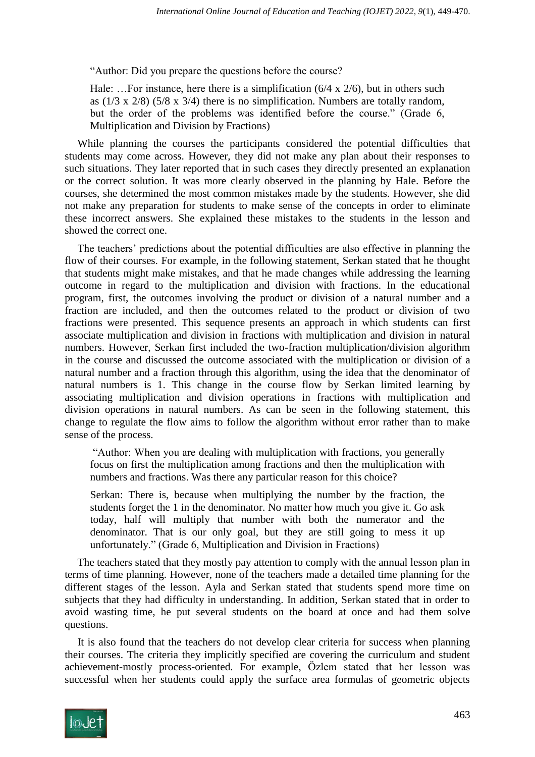> "Author: Did you prepare the questions before the course?
>
> Hale: …For instance, here there is a simplification (6/4 x 2/6), but in others such as (1/3 x 2/8) (5/8 x 3/4) there is no simplification. Numbers are totally random, but the order of the problems was identified before the course." (Grade 6, Multiplication and Division by Fractions)

While planning the courses the participants considered the potential difficulties that students may come across. However, they did not make any plan about their responses to such situations. They later reported that in such cases they directly presented an explanation or the correct solution. It was more clearly observed in the planning by Hale. Before the courses, she determined the most common mistakes made by the students. However, she did not make any preparation for students to make sense of the concepts in order to eliminate these incorrect answers. She explained these mistakes to the students in the lesson and showed the correct one.

The teachers' predictions about the potential difficulties are also effective in planning the flow of their courses. For example, in the following statement, Serkan stated that he thought that students might make mistakes, and that he made changes while addressing the learning outcome in regard to the multiplication and division with fractions. In the educational program, first, the outcomes involving the product or division of a natural number and a fraction are included, and then the outcomes related to the product or division of two fractions were presented. This sequence presents an approach in which students can first associate multiplication and division in fractions with multiplication and division in natural numbers. However, Serkan first included the two-fraction multiplication/division algorithm in the course and discussed the outcome associated with the multiplication or division of a natural number and a fraction through this algorithm, using the idea that the denominator of natural numbers is 1. This change in the course flow by Serkan limited learning by associating multiplication and division operations in fractions with multiplication and division operations in natural numbers. As can be seen in the following statement, this change to regulate the flow aims to follow the algorithm without error rather than to make sense of the process.

> "Author: When you are dealing with multiplication with fractions, you generally focus on first the multiplication among fractions and then the multiplication with numbers and fractions. Was there any particular reason for this choice?
>
> Serkan: There is, because when multiplying the number by the fraction, the students forget the 1 in the denominator. No matter how much you give it. Go ask today, half will multiply that number with both the numerator and the denominator. That is our only goal, but they are still going to mess it up unfortunately." (Grade 6, Multiplication and Division in Fractions)

The teachers stated that they mostly pay attention to comply with the annual lesson plan in terms of time planning. However, none of the teachers made a detailed time planning for the different stages of the lesson. Ayla and Serkan stated that students spend more time on subjects that they had difficulty in understanding. In addition, Serkan stated that in order to avoid wasting time, he put several students on the board at once and had them solve questions.

It is also found that the teachers do not develop clear criteria for success when planning their courses. The criteria they implicitly specified are covering the curriculum and student achievement-mostly process-oriented. For example, Özlem stated that her lesson was successful when her students could apply the surface area formulas of geometric objects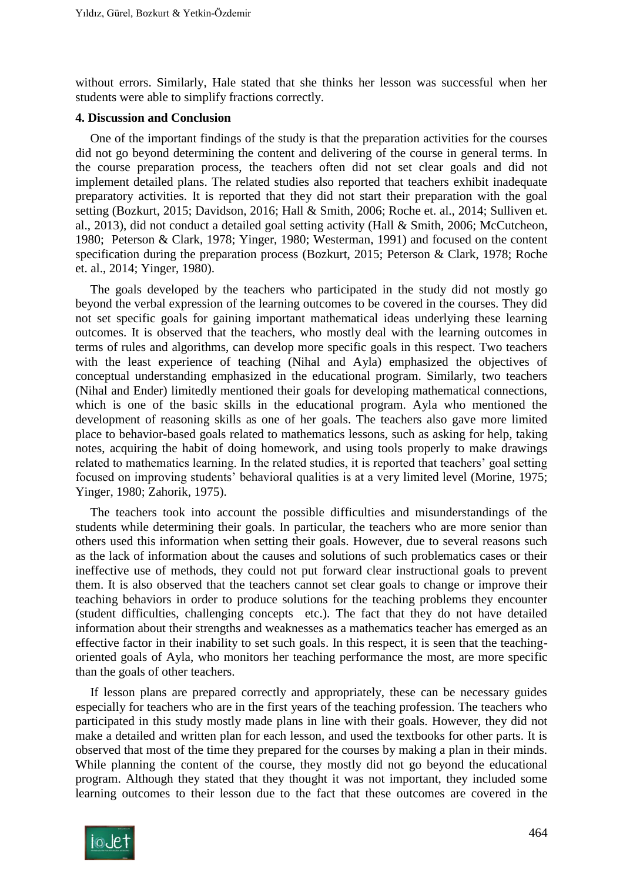without errors. Similarly, Hale stated that she thinks her lesson was successful when her students were able to simplify fractions correctly.

## 4. Discussion and Conclusion

One of the important findings of the study is that the preparation activities for the courses did not go beyond determining the content and delivering of the course in general terms. In the course preparation process, the teachers often did not set clear goals and did not implement detailed plans. The related studies also reported that teachers exhibit inadequate preparatory activities. It is reported that they did not start their preparation with the goal setting (Bozkurt, 2015; Davidson, 2016; Hall & Smith, 2006; Roche et. al., 2014; Sulliven et. al., 2013), did not conduct a detailed goal setting activity (Hall & Smith, 2006; McCutcheon, 1980; Peterson & Clark, 1978; Yinger, 1980; Westerman, 1991) and focused on the content specification during the preparation process (Bozkurt, 2015; Peterson & Clark, 1978; Roche et. al., 2014; Yinger, 1980).

The goals developed by the teachers who participated in the study did not mostly go beyond the verbal expression of the learning outcomes to be covered in the courses. They did not set specific goals for gaining important mathematical ideas underlying these learning outcomes. It is observed that the teachers, who mostly deal with the learning outcomes in terms of rules and algorithms, can develop more specific goals in this respect. Two teachers with the least experience of teaching (Nihal and Ayla) emphasized the objectives of conceptual understanding emphasized in the educational program. Similarly, two teachers (Nihal and Ender) limitedly mentioned their goals for developing mathematical connections, which is one of the basic skills in the educational program. Ayla who mentioned the development of reasoning skills as one of her goals. The teachers also gave more limited place to behavior-based goals related to mathematics lessons, such as asking for help, taking notes, acquiring the habit of doing homework, and using tools properly to make drawings related to mathematics learning. In the related studies, it is reported that teachers' goal setting focused on improving students' behavioral qualities is at a very limited level (Morine, 1975; Yinger, 1980; Zahorik, 1975).

The teachers took into account the possible difficulties and misunderstandings of the students while determining their goals. In particular, the teachers who are more senior than others used this information when setting their goals. However, due to several reasons such as the lack of information about the causes and solutions of such problematics cases or their ineffective use of methods, they could not put forward clear instructional goals to prevent them. It is also observed that the teachers cannot set clear goals to change or improve their teaching behaviors in order to produce solutions for the teaching problems they encounter (student difficulties, challenging concepts etc.). The fact that they do not have detailed information about their strengths and weaknesses as a mathematics teacher has emerged as an effective factor in their inability to set such goals. In this respect, it is seen that the teaching-oriented goals of Ayla, who monitors her teaching performance the most, are more specific than the goals of other teachers.

If lesson plans are prepared correctly and appropriately, these can be necessary guides especially for teachers who are in the first years of the teaching profession. The teachers who participated in this study mostly made plans in line with their goals. However, they did not make a detailed and written plan for each lesson, and used the textbooks for other parts. It is observed that most of the time they prepared for the courses by making a plan in their minds. While planning the content of the course, they mostly did not go beyond the educational program. Although they stated that they thought it was not important, they included some learning outcomes to their lesson due to the fact that these outcomes are covered in the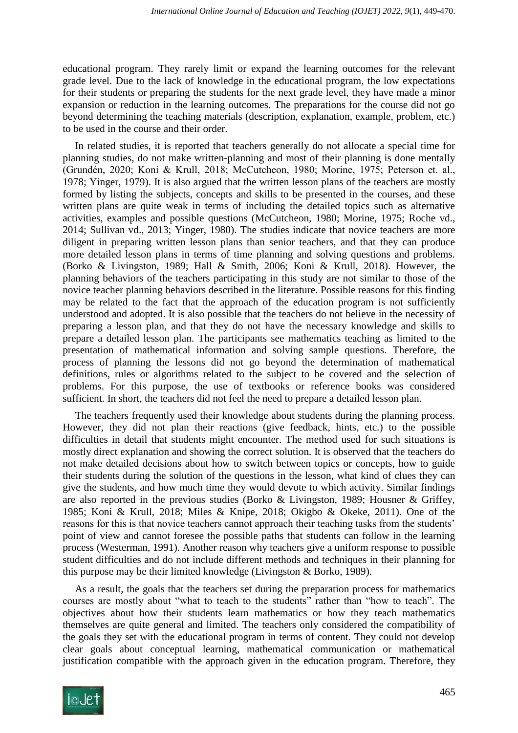educational program. They rarely limit or expand the learning outcomes for the relevant grade level. Due to the lack of knowledge in the educational program, the low expectations for their students or preparing the students for the next grade level, they have made a minor expansion or reduction in the learning outcomes. The preparations for the course did not go beyond determining the teaching materials (description, explanation, example, problem, etc.) to be used in the course and their order.

In related studies, it is reported that teachers generally do not allocate a special time for planning studies, do not make written-planning and most of their planning is done mentally (Grundén, 2020; Koni & Krull, 2018; McCutcheon, 1980; Morine, 1975; Peterson et. al., 1978; Yinger, 1979). It is also argued that the written lesson plans of the teachers are mostly formed by listing the subjects, concepts and skills to be presented in the courses, and these written plans are quite weak in terms of including the detailed topics such as alternative activities, examples and possible questions (McCutcheon, 1980; Morine, 1975; Roche vd., 2014; Sullivan vd., 2013; Yinger, 1980). The studies indicate that novice teachers are more diligent in preparing written lesson plans than senior teachers, and that they can produce more detailed lesson plans in terms of time planning and solving questions and problems. (Borko & Livingston, 1989; Hall & Smith, 2006; Koni & Krull, 2018). However, the planning behaviors of the teachers participating in this study are not similar to those of the novice teacher planning behaviors described in the literature. Possible reasons for this finding may be related to the fact that the approach of the education program is not sufficiently understood and adopted. It is also possible that the teachers do not believe in the necessity of preparing a lesson plan, and that they do not have the necessary knowledge and skills to prepare a detailed lesson plan. The participants see mathematics teaching as limited to the presentation of mathematical information and solving sample questions. Therefore, the process of planning the lessons did not go beyond the determination of mathematical definitions, rules or algorithms related to the subject to be covered and the selection of problems. For this purpose, the use of textbooks or reference books was considered sufficient. In short, the teachers did not feel the need to prepare a detailed lesson plan.

The teachers frequently used their knowledge about students during the planning process. However, they did not plan their reactions (give feedback, hints, etc.) to the possible difficulties in detail that students might encounter. The method used for such situations is mostly direct explanation and showing the correct solution. It is observed that the teachers do not make detailed decisions about how to switch between topics or concepts, how to guide their students during the solution of the questions in the lesson, what kind of clues they can give the students, and how much time they would devote to which activity. Similar findings are also reported in the previous studies (Borko & Livingston, 1989; Housner & Griffey, 1985; Koni & Krull, 2018; Miles & Knipe, 2018; Okigbo & Okeke, 2011). One of the reasons for this is that novice teachers cannot approach their teaching tasks from the students' point of view and cannot foresee the possible paths that students can follow in the learning process (Westerman, 1991). Another reason why teachers give a uniform response to possible student difficulties and do not include different methods and techniques in their planning for this purpose may be their limited knowledge (Livingston & Borko, 1989).

As a result, the goals that the teachers set during the preparation process for mathematics courses are mostly about "what to teach to the students" rather than "how to teach". The objectives about how their students learn mathematics or how they teach mathematics themselves are quite general and limited. The teachers only considered the compatibility of the goals they set with the educational program in terms of content. They could not develop clear goals about conceptual learning, mathematical communication or mathematical justification compatible with the approach given in the education program. Therefore, they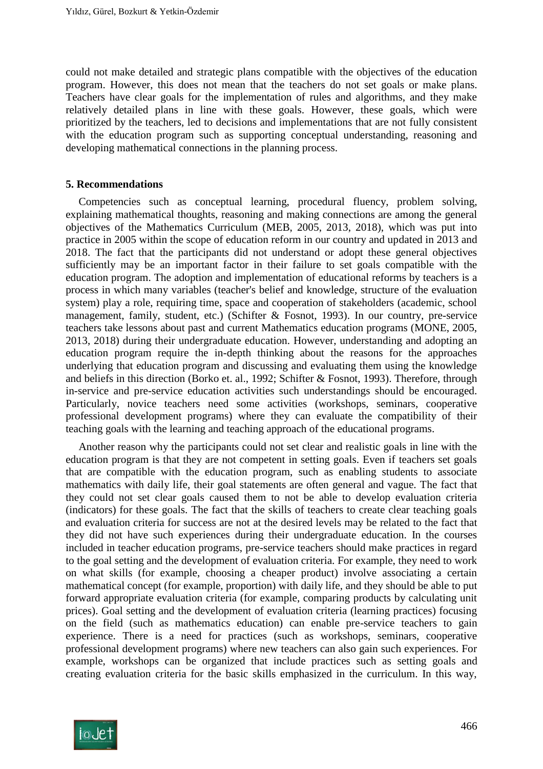could not make detailed and strategic plans compatible with the objectives of the education program. However, this does not mean that the teachers do not set goals or make plans. Teachers have clear goals for the implementation of rules and algorithms, and they make relatively detailed plans in line with these goals. However, these goals, which were prioritized by the teachers, led to decisions and implementations that are not fully consistent with the education program such as supporting conceptual understanding, reasoning and developing mathematical connections in the planning process.

## 5. Recommendations

Competencies such as conceptual learning, procedural fluency, problem solving, explaining mathematical thoughts, reasoning and making connections are among the general objectives of the Mathematics Curriculum (MEB, 2005, 2013, 2018), which was put into practice in 2005 within the scope of education reform in our country and updated in 2013 and 2018. The fact that the participants did not understand or adopt these general objectives sufficiently may be an important factor in their failure to set goals compatible with the education program. The adoption and implementation of educational reforms by teachers is a process in which many variables (teacher's belief and knowledge, structure of the evaluation system) play a role, requiring time, space and cooperation of stakeholders (academic, school management, family, student, etc.) (Schifter & Fosnot, 1993). In our country, pre-service teachers take lessons about past and current Mathematics education programs (MONE, 2005, 2013, 2018) during their undergraduate education. However, understanding and adopting an education program require the in-depth thinking about the reasons for the approaches underlying that education program and discussing and evaluating them using the knowledge and beliefs in this direction (Borko et. al., 1992; Schifter & Fosnot, 1993). Therefore, through in-service and pre-service education activities such understandings should be encouraged. Particularly, novice teachers need some activities (workshops, seminars, cooperative professional development programs) where they can evaluate the compatibility of their teaching goals with the learning and teaching approach of the educational programs.

Another reason why the participants could not set clear and realistic goals in line with the education program is that they are not competent in setting goals. Even if teachers set goals that are compatible with the education program, such as enabling students to associate mathematics with daily life, their goal statements are often general and vague. The fact that they could not set clear goals caused them to not be able to develop evaluation criteria (indicators) for these goals. The fact that the skills of teachers to create clear teaching goals and evaluation criteria for success are not at the desired levels may be related to the fact that they did not have such experiences during their undergraduate education. In the courses included in teacher education programs, pre-service teachers should make practices in regard to the goal setting and the development of evaluation criteria. For example, they need to work on what skills (for example, choosing a cheaper product) involve associating a certain mathematical concept (for example, proportion) with daily life, and they should be able to put forward appropriate evaluation criteria (for example, comparing products by calculating unit prices). Goal setting and the development of evaluation criteria (learning practices) focusing on the field (such as mathematics education) can enable pre-service teachers to gain experience. There is a need for practices (such as workshops, seminars, cooperative professional development programs) where new teachers can also gain such experiences. For example, workshops can be organized that include practices such as setting goals and creating evaluation criteria for the basic skills emphasized in the curriculum. In this way,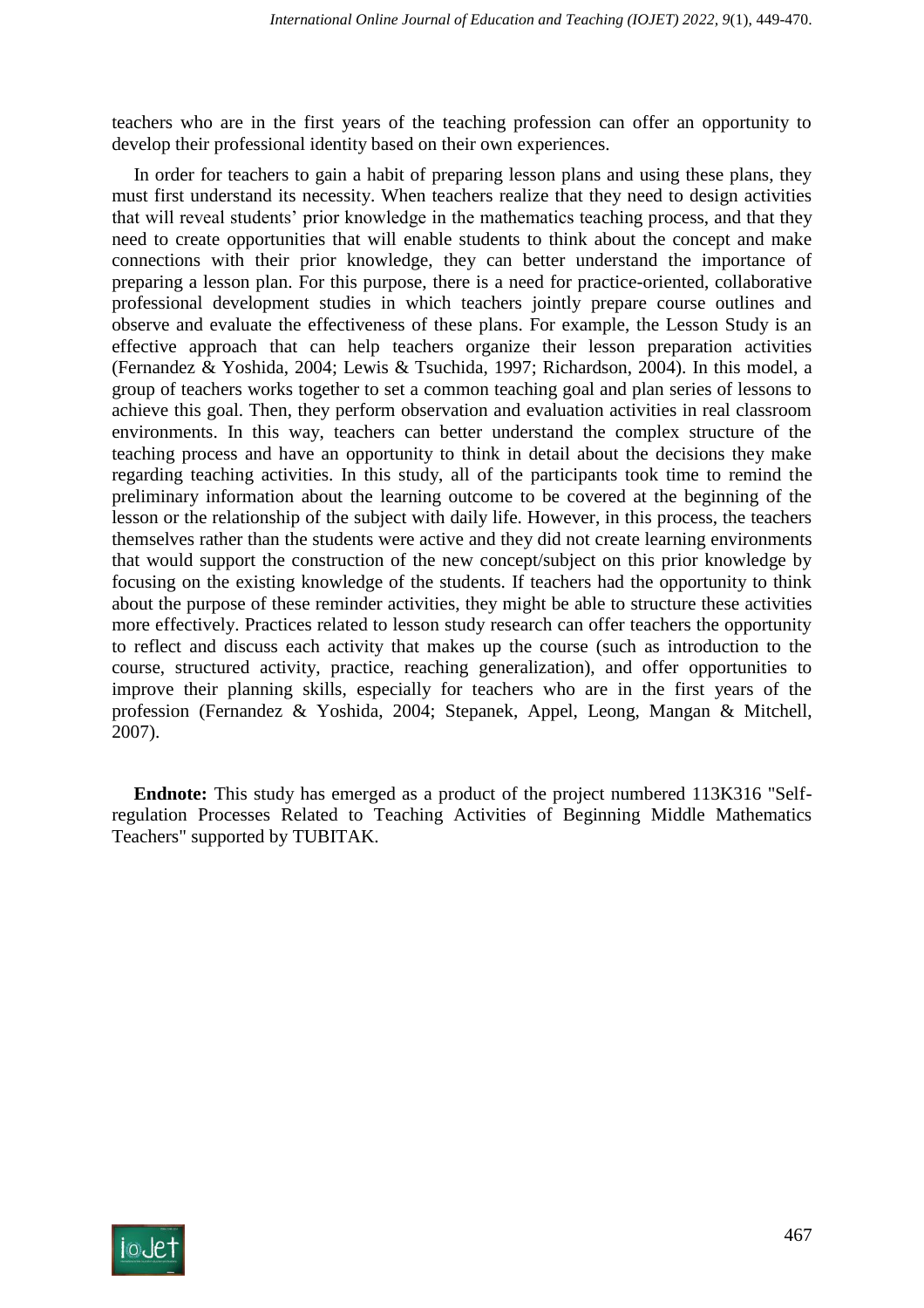teachers who are in the first years of the teaching profession can offer an opportunity to develop their professional identity based on their own experiences.

In order for teachers to gain a habit of preparing lesson plans and using these plans, they must first understand its necessity. When teachers realize that they need to design activities that will reveal students' prior knowledge in the mathematics teaching process, and that they need to create opportunities that will enable students to think about the concept and make connections with their prior knowledge, they can better understand the importance of preparing a lesson plan. For this purpose, there is a need for practice-oriented, collaborative professional development studies in which teachers jointly prepare course outlines and observe and evaluate the effectiveness of these plans. For example, the Lesson Study is an effective approach that can help teachers organize their lesson preparation activities (Fernandez & Yoshida, 2004; Lewis & Tsuchida, 1997; Richardson, 2004). In this model, a group of teachers works together to set a common teaching goal and plan series of lessons to achieve this goal. Then, they perform observation and evaluation activities in real classroom environments. In this way, teachers can better understand the complex structure of the teaching process and have an opportunity to think in detail about the decisions they make regarding teaching activities. In this study, all of the participants took time to remind the preliminary information about the learning outcome to be covered at the beginning of the lesson or the relationship of the subject with daily life. However, in this process, the teachers themselves rather than the students were active and they did not create learning environments that would support the construction of the new concept/subject on this prior knowledge by focusing on the existing knowledge of the students. If teachers had the opportunity to think about the purpose of these reminder activities, they might be able to structure these activities more effectively. Practices related to lesson study research can offer teachers the opportunity to reflect and discuss each activity that makes up the course (such as introduction to the course, structured activity, practice, reaching generalization), and offer opportunities to improve their planning skills, especially for teachers who are in the first years of the profession (Fernandez & Yoshida, 2004; Stepanek, Appel, Leong, Mangan & Mitchell, 2007).

**Endnote:** This study has emerged as a product of the project numbered 113K316 "Self-regulation Processes Related to Teaching Activities of Beginning Middle Mathematics Teachers" supported by TUBITAK.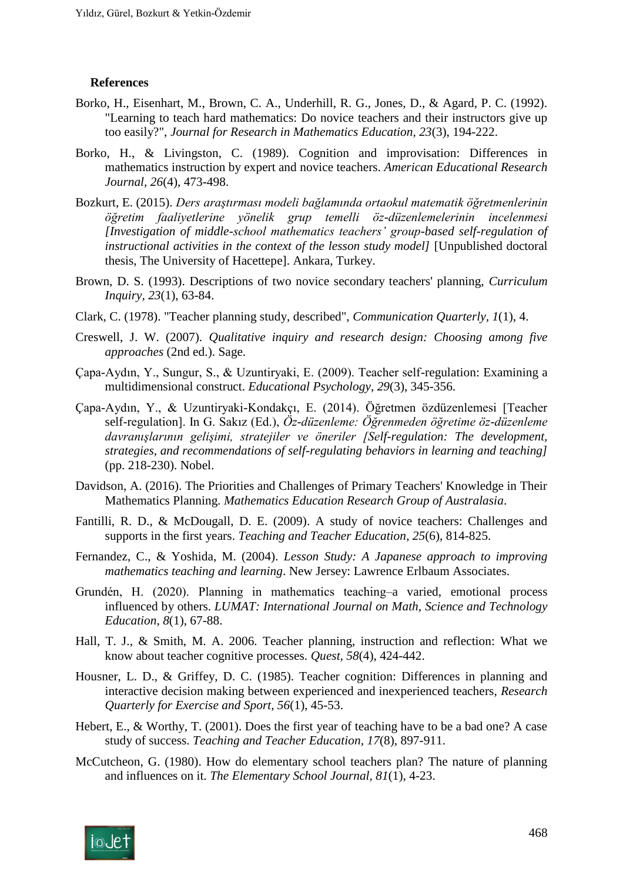**References**

Borko, H., Eisenhart, M., Brown, C. A., Underhill, R. G., Jones, D., & Agard, P. C. (1992). "Learning to teach hard mathematics: Do novice teachers and their instructors give up too easily?", *Journal for Research in Mathematics Education, 23*(3), 194-222.

Borko, H., & Livingston, C. (1989). Cognition and improvisation: Differences in mathematics instruction by expert and novice teachers. *American Educational Research Journal, 26*(4), 473-498.

Bozkurt, E. (2015). *Ders araştırması modeli bağlamında ortaokul matematik öğretmenlerinin öğretim faaliyetlerine yönelik grup temelli öz-düzenlemelerinin incelenmesi [Investigation of middle-school mathematics teachers' group-based self-regulation of instructional activities in the context of the lesson study model]* [Unpublished doctoral thesis, The University of Hacettepe]. Ankara, Turkey.

Brown, D. S. (1993). Descriptions of two novice secondary teachers' planning, *Curriculum Inquiry, 23*(1), 63-84.

Clark, C. (1978). "Teacher planning study, described", *Communication Quarterly, 1*(1), 4.

Creswell, J. W. (2007). *Qualitative inquiry and research design: Choosing among five approaches* (2nd ed.). Sage.

Çapa-Aydın, Y., Sungur, S., & Uzuntiryaki, E. (2009). Teacher self-regulation: Examining a multidimensional construct. *Educational Psychology, 29*(3), 345-356.

Çapa-Aydın, Y., & Uzuntiryaki-Kondakçı, E. (2014). Öğretmen özdüzenlemesi [Teacher self-regulation]. In G. Sakız (Ed.), *Öz-düzenleme: Öğrenmeden öğretime öz-düzenleme davranışlarının gelişimi, stratejiler ve öneriler [Self-regulation: The development, strategies, and recommendations of self-regulating behaviors in learning and teaching]* (pp. 218-230). Nobel.

Davidson, A. (2016). The Priorities and Challenges of Primary Teachers' Knowledge in Their Mathematics Planning. *Mathematics Education Research Group of Australasia*.

Fantilli, R. D., & McDougall, D. E. (2009). A study of novice teachers: Challenges and supports in the first years. *Teaching and Teacher Education*, *25*(6), 814-825.

Fernandez, C., & Yoshida, M. (2004). *Lesson Study: A Japanese approach to improving mathematics teaching and learning*. New Jersey: Lawrence Erlbaum Associates.

Grundén, H. (2020). Planning in mathematics teaching–a varied, emotional process influenced by others. *LUMAT: International Journal on Math, Science and Technology Education*, *8*(1), 67-88.

Hall, T. J., & Smith, M. A. 2006. Teacher planning, instruction and reflection: What we know about teacher cognitive processes. *Quest, 58*(4), 424-442.

Housner, L. D., & Griffey, D. C. (1985). Teacher cognition: Differences in planning and interactive decision making between experienced and inexperienced teachers, *Research Quarterly for Exercise and Sport, 56*(1), 45-53.

Hebert, E., & Worthy, T. (2001). Does the first year of teaching have to be a bad one? A case study of success. *Teaching and Teacher Education, 17*(8), 897-911.

McCutcheon, G. (1980). How do elementary school teachers plan? The nature of planning and influences on it. *The Elementary School Journal, 81*(1), 4-23.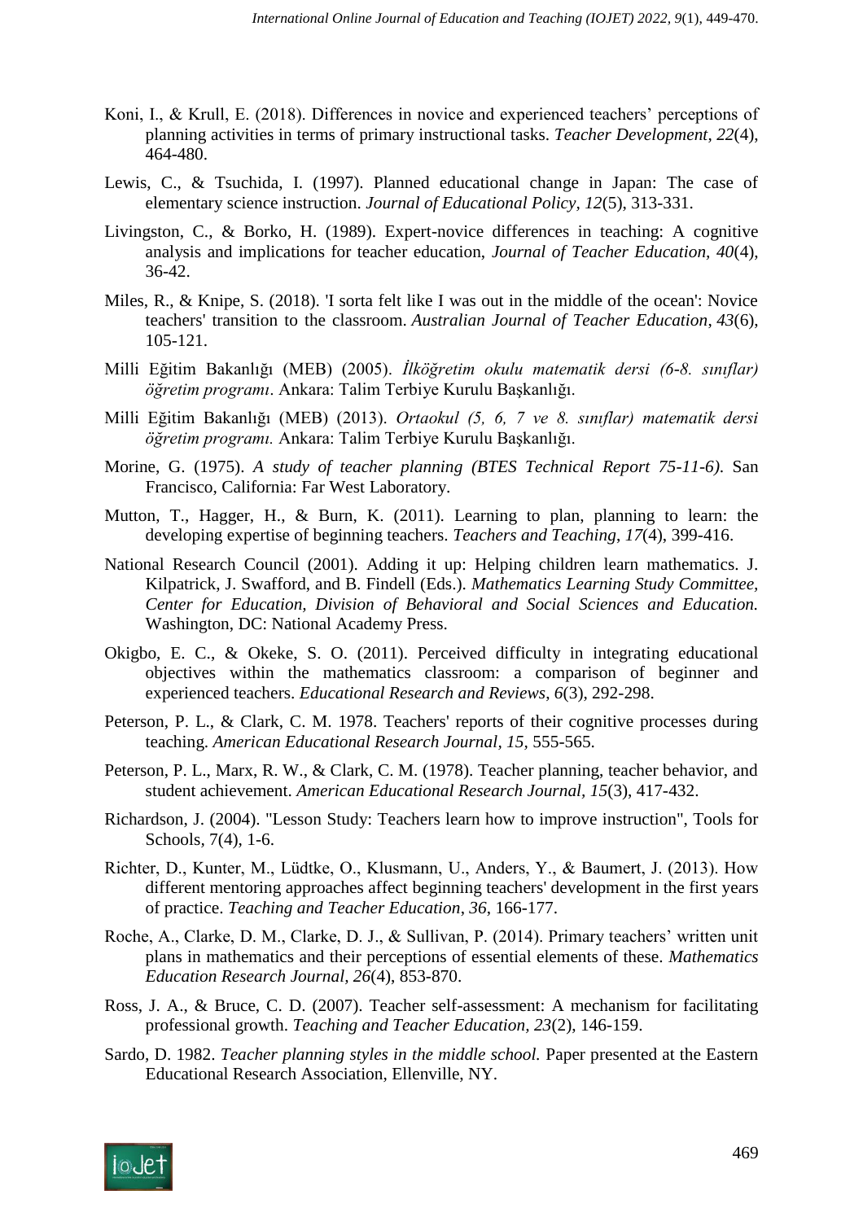Koni, I., & Krull, E. (2018). Differences in novice and experienced teachers' perceptions of planning activities in terms of primary instructional tasks. *Teacher Development*, *22*(4), 464-480.

Lewis, C., & Tsuchida, I. (1997). Planned educational change in Japan: The case of elementary science instruction. *Journal of Educational Policy, 12*(5), 313-331.

Livingston, C., & Borko, H. (1989). Expert-novice differences in teaching: A cognitive analysis and implications for teacher education, *Journal of Teacher Education, 40*(4), 36-42.

Miles, R., & Knipe, S. (2018). 'I sorta felt like I was out in the middle of the ocean': Novice teachers' transition to the classroom. *Australian Journal of Teacher Education*, *43*(6), 105-121.

Milli Eğitim Bakanlığı (MEB) (2005). *İlköğretim okulu matematik dersi (6-8. sınıflar) öğretim programı*. Ankara: Talim Terbiye Kurulu Başkanlığı.

Milli Eğitim Bakanlığı (MEB) (2013). *Ortaokul (5, 6, 7 ve 8. sınıflar) matematik dersi öğretim programı.* Ankara: Talim Terbiye Kurulu Başkanlığı.

Morine, G. (1975). *A study of teacher planning (BTES Technical Report 75-11-6)*. San Francisco, California: Far West Laboratory.

Mutton, T., Hagger, H., & Burn, K. (2011). Learning to plan, planning to learn: the developing expertise of beginning teachers. *Teachers and Teaching*, *17*(4), 399-416.

National Research Council (2001). Adding it up: Helping children learn mathematics. J. Kilpatrick, J. Swafford, and B. Findell (Eds.). *Mathematics Learning Study Committee, Center for Education, Division of Behavioral and Social Sciences and Education.* Washington, DC: National Academy Press.

Okigbo, E. C., & Okeke, S. O. (2011). Perceived difficulty in integrating educational objectives within the mathematics classroom: a comparison of beginner and experienced teachers. *Educational Research and Reviews*, *6*(3), 292-298.

Peterson, P. L., & Clark, C. M. 1978. Teachers' reports of their cognitive processes during teaching. *American Educational Research Journal, 15*, 555-565.

Peterson, P. L., Marx, R. W., & Clark, C. M. (1978). Teacher planning, teacher behavior, and student achievement. *American Educational Research Journal*, *15*(3), 417-432.

Richardson, J. (2004). "Lesson Study: Teachers learn how to improve instruction", Tools for Schools, 7(4), 1-6.

Richter, D., Kunter, M., Lüdtke, O., Klusmann, U., Anders, Y., & Baumert, J. (2013). How different mentoring approaches affect beginning teachers' development in the first years of practice. *Teaching and Teacher Education*, *36*, 166-177.

Roche, A., Clarke, D. M., Clarke, D. J., & Sullivan, P. (2014). Primary teachers' written unit plans in mathematics and their perceptions of essential elements of these. *Mathematics Education Research Journal, 26*(4), 853-870.

Ross, J. A., & Bruce, C. D. (2007). Teacher self-assessment: A mechanism for facilitating professional growth. *Teaching and Teacher Education*, *23*(2), 146-159.

Sardo, D. 1982. *Teacher planning styles in the middle school.* Paper presented at the Eastern Educational Research Association, Ellenville, NY.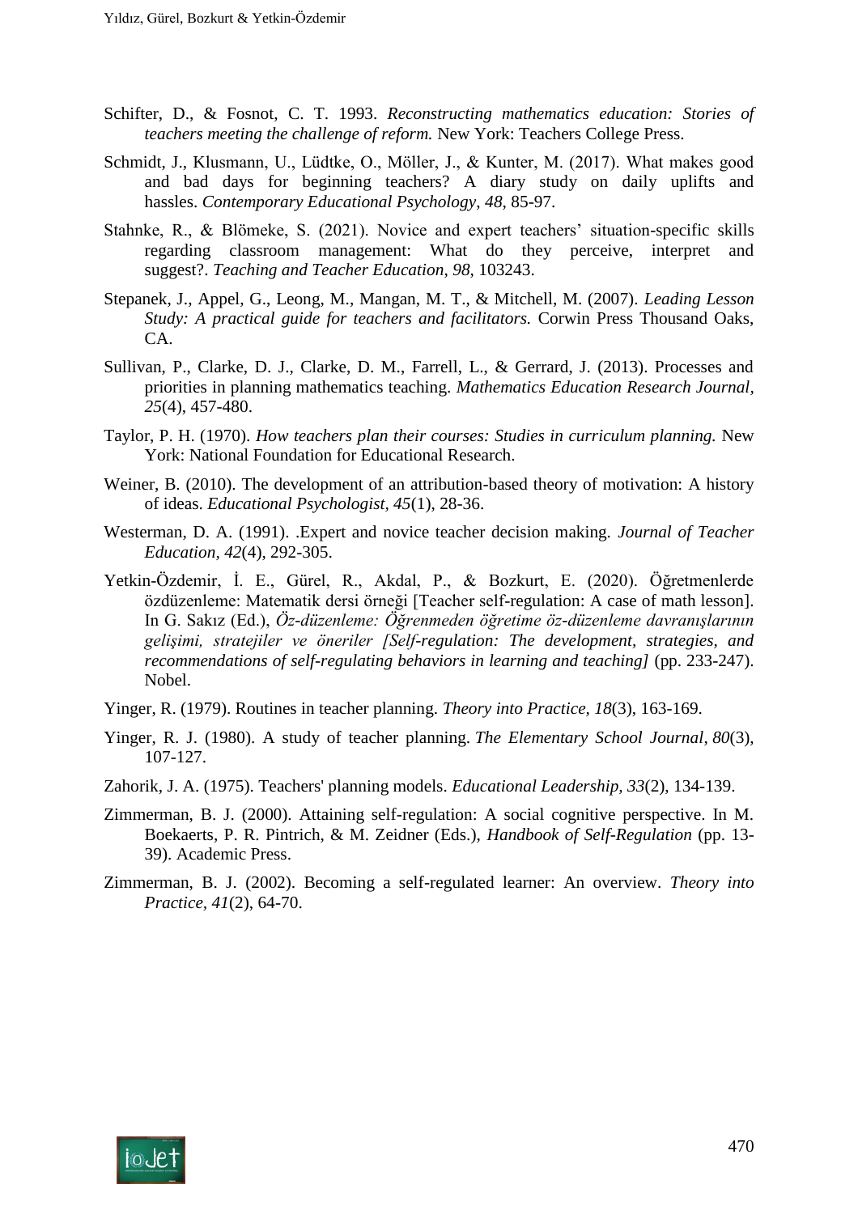Schifter, D., & Fosnot, C. T. 1993. *Reconstructing mathematics education: Stories of teachers meeting the challenge of reform.* New York: Teachers College Press.

Schmidt, J., Klusmann, U., Lüdtke, O., Möller, J., & Kunter, M. (2017). What makes good and bad days for beginning teachers? A diary study on daily uplifts and hassles. *Contemporary Educational Psychology*, *48*, 85-97.

Stahnke, R., & Blömeke, S. (2021). Novice and expert teachers' situation-specific skills regarding classroom management: What do they perceive, interpret and suggest?. *Teaching and Teacher Education*, *98*, 103243.

Stepanek, J., Appel, G., Leong, M., Mangan, M. T., & Mitchell, M. (2007). *Leading Lesson Study: A practical guide for teachers and facilitators.* Corwin Press Thousand Oaks, CA.

Sullivan, P., Clarke, D. J., Clarke, D. M., Farrell, L., & Gerrard, J. (2013). Processes and priorities in planning mathematics teaching. *Mathematics Education Research Journal*, *25*(4), 457-480.

Taylor, P. H. (1970). *How teachers plan their courses: Studies in curriculum planning.* New York: National Foundation for Educational Research.

Weiner, B. (2010). The development of an attribution-based theory of motivation: A history of ideas. *Educational Psychologist*, *45*(1), 28-36.

Westerman, D. A. (1991). .Expert and novice teacher decision making. *Journal of Teacher Education*, *42*(4), 292-305.

Yetkin-Özdemir, İ. E., Gürel, R., Akdal, P., & Bozkurt, E. (2020). Öğretmenlerde özdüzenleme: Matematik dersi örneği [Teacher self-regulation: A case of math lesson]. In G. Sakız (Ed.), *Öz-düzenleme: Öğrenmeden öğretime öz-düzenleme davranışlarının gelişimi, stratejiler ve öneriler [Self-regulation: The development, strategies, and recommendations of self-regulating behaviors in learning and teaching]* (pp. 233-247). Nobel.

Yinger, R. (1979). Routines in teacher planning. *Theory into Practice, 18*(3), 163-169.

Yinger, R. J. (1980). A study of teacher planning. *The Elementary School Journal*, *80*(3), 107-127.

Zahorik, J. A. (1975). Teachers' planning models. *Educational Leadership, 33*(2), 134-139.

Zimmerman, B. J. (2000). Attaining self-regulation: A social cognitive perspective. In M. Boekaerts, P. R. Pintrich, & M. Zeidner (Eds.), *Handbook of Self-Regulation* (pp. 13-39). Academic Press.

Zimmerman, B. J. (2002). Becoming a self-regulated learner: An overview. *Theory into Practice*, *41*(2), 64-70.